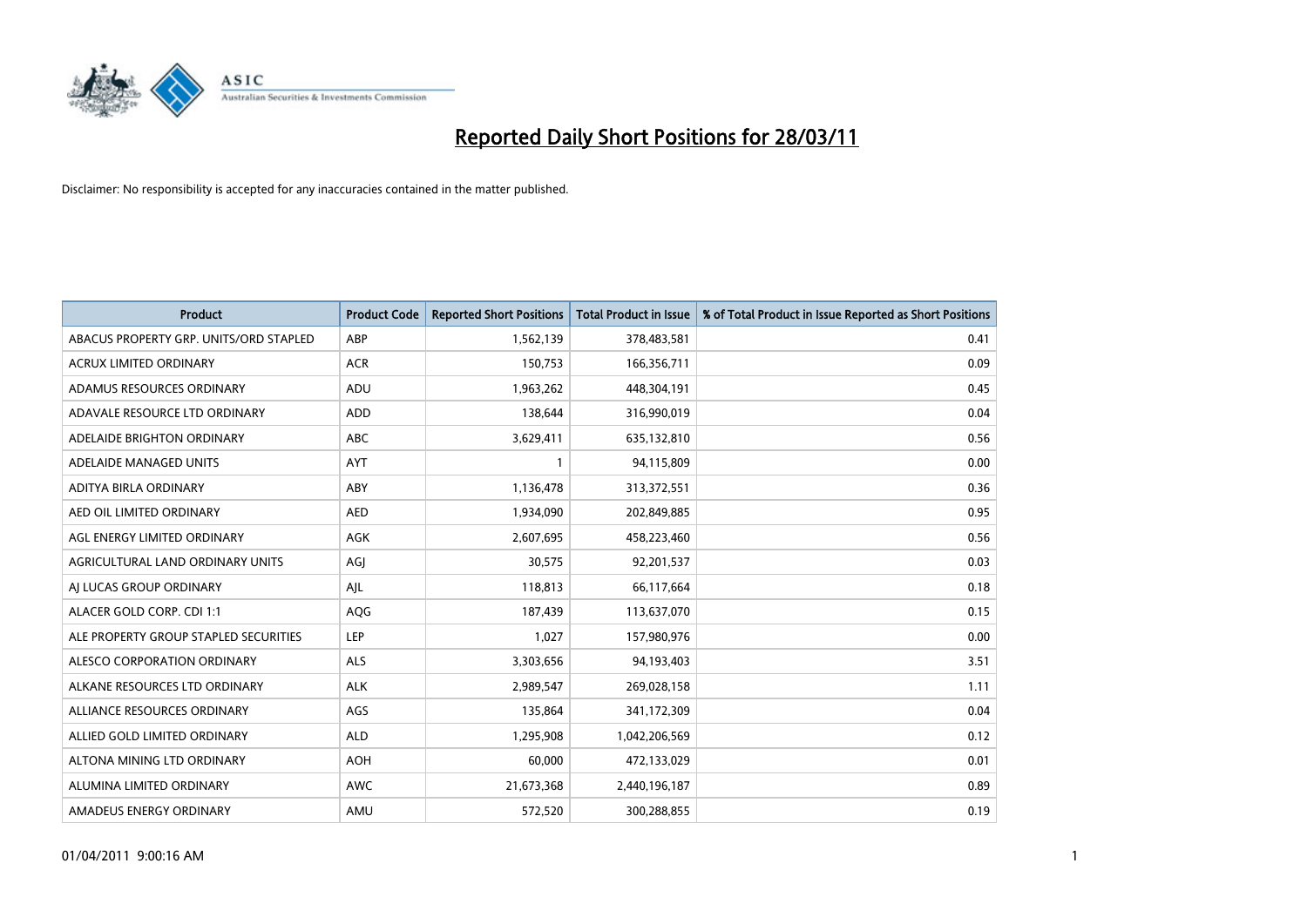# Reported Daily Short Positions for 28/03/11

Disclaimer: No responsibility is accepted for any inaccuracies contained in the matter published.

| Product | Product Code | Reported Short Positions | Total Product in Issue | % of Total Product in Issue Reported as Short Positions |
|---|---|---|---|---|
| ABACUS PROPERTY GRP. UNITS/ORD STAPLED | ABP | 1,562,139 | 378,483,581 | 0.41 |
| ACRUX LIMITED ORDINARY | ACR | 150,753 | 166,356,711 | 0.09 |
| ADAMUS RESOURCES ORDINARY | ADU | 1,963,262 | 448,304,191 | 0.45 |
| ADAVALE RESOURCE LTD ORDINARY | ADD | 138,644 | 316,990,019 | 0.04 |
| ADELAIDE BRIGHTON ORDINARY | ABC | 3,629,411 | 635,132,810 | 0.56 |
| ADELAIDE MANAGED UNITS | AYT | 1 | 94,115,809 | 0.00 |
| ADITYA BIRLA ORDINARY | ABY | 1,136,478 | 313,372,551 | 0.36 |
| AED OIL LIMITED ORDINARY | AED | 1,934,090 | 202,849,885 | 0.95 |
| AGL ENERGY LIMITED ORDINARY | AGK | 2,607,695 | 458,223,460 | 0.56 |
| AGRICULTURAL LAND ORDINARY UNITS | AGJ | 30,575 | 92,201,537 | 0.03 |
| AJ LUCAS GROUP ORDINARY | AJL | 118,813 | 66,117,664 | 0.18 |
| ALACER GOLD CORP. CDI 1:1 | AQG | 187,439 | 113,637,070 | 0.15 |
| ALE PROPERTY GROUP STAPLED SECURITIES | LEP | 1,027 | 157,980,976 | 0.00 |
| ALESCO CORPORATION ORDINARY | ALS | 3,303,656 | 94,193,403 | 3.51 |
| ALKANE RESOURCES LTD ORDINARY | ALK | 2,989,547 | 269,028,158 | 1.11 |
| ALLIANCE RESOURCES ORDINARY | AGS | 135,864 | 341,172,309 | 0.04 |
| ALLIED GOLD LIMITED ORDINARY | ALD | 1,295,908 | 1,042,206,569 | 0.12 |
| ALTONA MINING LTD ORDINARY | AOH | 60,000 | 472,133,029 | 0.01 |
| ALUMINA LIMITED ORDINARY | AWC | 21,673,368 | 2,440,196,187 | 0.89 |
| AMADEUS ENERGY ORDINARY | AMU | 572,520 | 300,288,855 | 0.19 |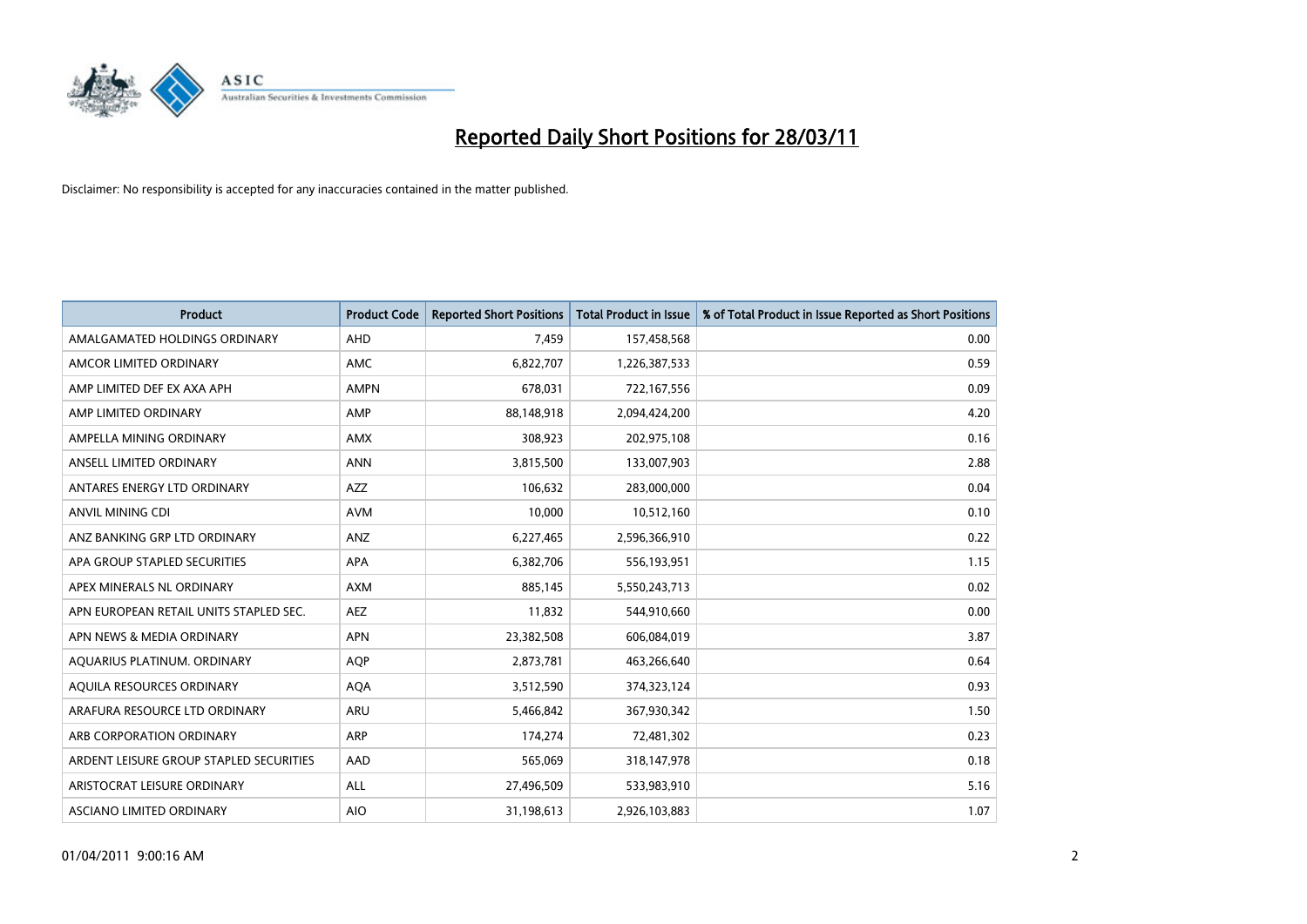# Reported Daily Short Positions for 28/03/11

Disclaimer: No responsibility is accepted for any inaccuracies contained in the matter published.

| Product | Product Code | Reported Short Positions | Total Product in Issue | % of Total Product in Issue Reported as Short Positions |
|---|---|---|---|---|
| AMALGAMATED HOLDINGS ORDINARY | AHD | 7,459 | 157,458,568 | 0.00 |
| AMCOR LIMITED ORDINARY | AMC | 6,822,707 | 1,226,387,533 | 0.59 |
| AMP LIMITED DEF EX AXA APH | AMPN | 678,031 | 722,167,556 | 0.09 |
| AMP LIMITED ORDINARY | AMP | 88,148,918 | 2,094,424,200 | 4.20 |
| AMPELLA MINING ORDINARY | AMX | 308,923 | 202,975,108 | 0.16 |
| ANSELL LIMITED ORDINARY | ANN | 3,815,500 | 133,007,903 | 2.88 |
| ANTARES ENERGY LTD ORDINARY | AZZ | 106,632 | 283,000,000 | 0.04 |
| ANVIL MINING CDI | AVM | 10,000 | 10,512,160 | 0.10 |
| ANZ BANKING GRP LTD ORDINARY | ANZ | 6,227,465 | 2,596,366,910 | 0.22 |
| APA GROUP STAPLED SECURITIES | APA | 6,382,706 | 556,193,951 | 1.15 |
| APEX MINERALS NL ORDINARY | AXM | 885,145 | 5,550,243,713 | 0.02 |
| APN EUROPEAN RETAIL UNITS STAPLED SEC. | AEZ | 11,832 | 544,910,660 | 0.00 |
| APN NEWS & MEDIA ORDINARY | APN | 23,382,508 | 606,084,019 | 3.87 |
| AQUARIUS PLATINUM. ORDINARY | AQP | 2,873,781 | 463,266,640 | 0.64 |
| AQUILA RESOURCES ORDINARY | AQA | 3,512,590 | 374,323,124 | 0.93 |
| ARAFURA RESOURCE LTD ORDINARY | ARU | 5,466,842 | 367,930,342 | 1.50 |
| ARB CORPORATION ORDINARY | ARP | 174,274 | 72,481,302 | 0.23 |
| ARDENT LEISURE GROUP STAPLED SECURITIES | AAD | 565,069 | 318,147,978 | 0.18 |
| ARISTOCRAT LEISURE ORDINARY | ALL | 27,496,509 | 533,983,910 | 5.16 |
| ASCIANO LIMITED ORDINARY | AIO | 31,198,613 | 2,926,103,883 | 1.07 |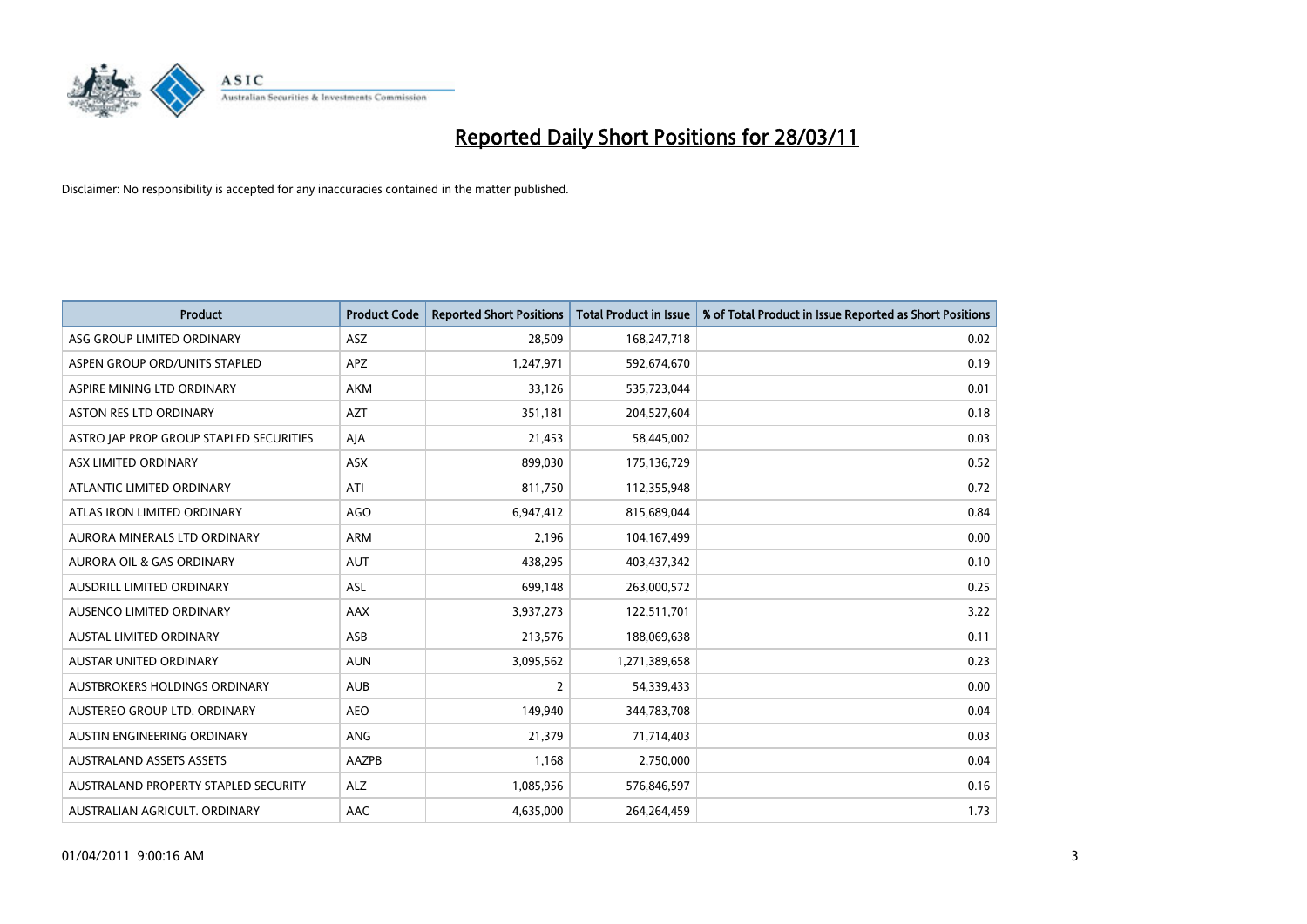# Reported Daily Short Positions for 28/03/11

Disclaimer: No responsibility is accepted for any inaccuracies contained in the matter published.

| Product | Product Code | Reported Short Positions | Total Product in Issue | % of Total Product in Issue Reported as Short Positions |
|---|---|---|---|---|
| ASG GROUP LIMITED ORDINARY | ASZ | 28,509 | 168,247,718 | 0.02 |
| ASPEN GROUP ORD/UNITS STAPLED | APZ | 1,247,971 | 592,674,670 | 0.19 |
| ASPIRE MINING LTD ORDINARY | AKM | 33,126 | 535,723,044 | 0.01 |
| ASTON RES LTD ORDINARY | AZT | 351,181 | 204,527,604 | 0.18 |
| ASTRO JAP PROP GROUP STAPLED SECURITIES | AJA | 21,453 | 58,445,002 | 0.03 |
| ASX LIMITED ORDINARY | ASX | 899,030 | 175,136,729 | 0.52 |
| ATLANTIC LIMITED ORDINARY | ATI | 811,750 | 112,355,948 | 0.72 |
| ATLAS IRON LIMITED ORDINARY | AGO | 6,947,412 | 815,689,044 | 0.84 |
| AURORA MINERALS LTD ORDINARY | ARM | 2,196 | 104,167,499 | 0.00 |
| AURORA OIL & GAS ORDINARY | AUT | 438,295 | 403,437,342 | 0.10 |
| AUSDRILL LIMITED ORDINARY | ASL | 699,148 | 263,000,572 | 0.25 |
| AUSENCO LIMITED ORDINARY | AAX | 3,937,273 | 122,511,701 | 3.22 |
| AUSTAL LIMITED ORDINARY | ASB | 213,576 | 188,069,638 | 0.11 |
| AUSTAR UNITED ORDINARY | AUN | 3,095,562 | 1,271,389,658 | 0.23 |
| AUSTBROKERS HOLDINGS ORDINARY | AUB | 2 | 54,339,433 | 0.00 |
| AUSTEREO GROUP LTD. ORDINARY | AEO | 149,940 | 344,783,708 | 0.04 |
| AUSTIN ENGINEERING ORDINARY | ANG | 21,379 | 71,714,403 | 0.03 |
| AUSTRALAND ASSETS ASSETS | AAZPB | 1,168 | 2,750,000 | 0.04 |
| AUSTRALAND PROPERTY STAPLED SECURITY | ALZ | 1,085,956 | 576,846,597 | 0.16 |
| AUSTRALIAN AGRICULT. ORDINARY | AAC | 4,635,000 | 264,264,459 | 1.73 |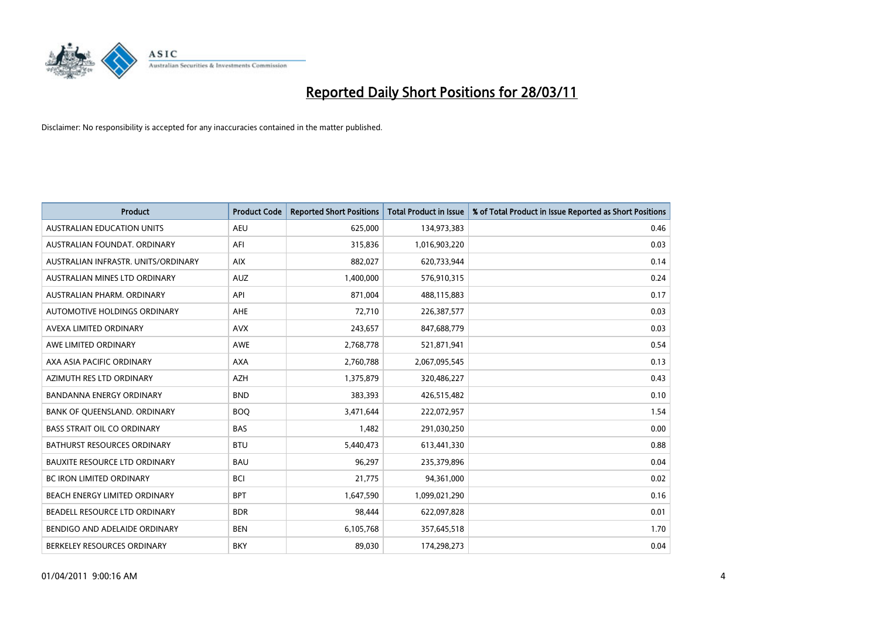# Reported Daily Short Positions for 28/03/11

Disclaimer: No responsibility is accepted for any inaccuracies contained in the matter published.

| Product | Product Code | Reported Short Positions | Total Product in Issue | % of Total Product in Issue Reported as Short Positions |
|---|---|---|---|---|
| AUSTRALIAN EDUCATION UNITS | AEU | 625,000 | 134,973,383 | 0.46 |
| AUSTRALIAN FOUNDAT. ORDINARY | AFI | 315,836 | 1,016,903,220 | 0.03 |
| AUSTRALIAN INFRASTR. UNITS/ORDINARY | AIX | 882,027 | 620,733,944 | 0.14 |
| AUSTRALIAN MINES LTD ORDINARY | AUZ | 1,400,000 | 576,910,315 | 0.24 |
| AUSTRALIAN PHARM. ORDINARY | API | 871,004 | 488,115,883 | 0.17 |
| AUTOMOTIVE HOLDINGS ORDINARY | AHE | 72,710 | 226,387,577 | 0.03 |
| AVEXA LIMITED ORDINARY | AVX | 243,657 | 847,688,779 | 0.03 |
| AWE LIMITED ORDINARY | AWE | 2,768,778 | 521,871,941 | 0.54 |
| AXA ASIA PACIFIC ORDINARY | AXA | 2,760,788 | 2,067,095,545 | 0.13 |
| AZIMUTH RES LTD ORDINARY | AZH | 1,375,879 | 320,486,227 | 0.43 |
| BANDANNA ENERGY ORDINARY | BND | 383,393 | 426,515,482 | 0.10 |
| BANK OF QUEENSLAND. ORDINARY | BOQ | 3,471,644 | 222,072,957 | 1.54 |
| BASS STRAIT OIL CO ORDINARY | BAS | 1,482 | 291,030,250 | 0.00 |
| BATHURST RESOURCES ORDINARY | BTU | 5,440,473 | 613,441,330 | 0.88 |
| BAUXITE RESOURCE LTD ORDINARY | BAU | 96,297 | 235,379,896 | 0.04 |
| BC IRON LIMITED ORDINARY | BCI | 21,775 | 94,361,000 | 0.02 |
| BEACH ENERGY LIMITED ORDINARY | BPT | 1,647,590 | 1,099,021,290 | 0.16 |
| BEADELL RESOURCE LTD ORDINARY | BDR | 98,444 | 622,097,828 | 0.01 |
| BENDIGO AND ADELAIDE ORDINARY | BEN | 6,105,768 | 357,645,518 | 1.70 |
| BERKELEY RESOURCES ORDINARY | BKY | 89,030 | 174,298,273 | 0.04 |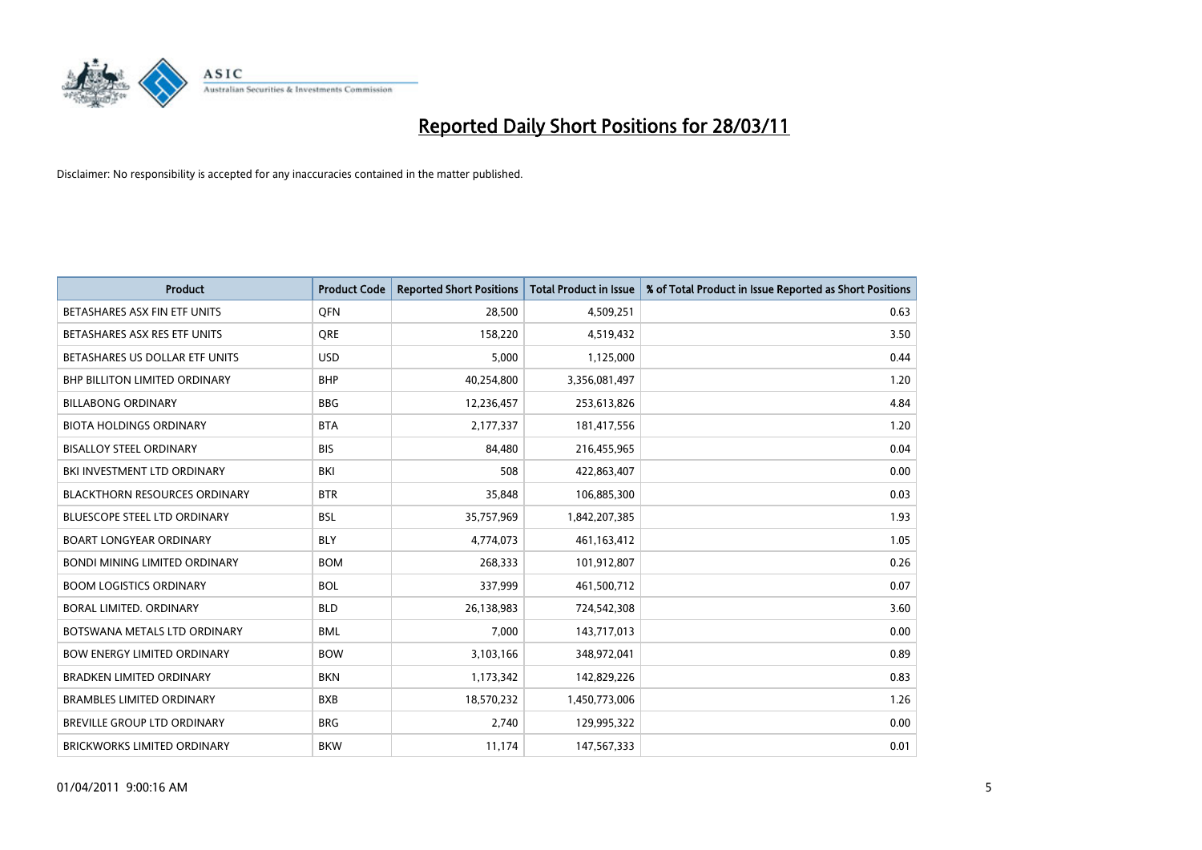# Reported Daily Short Positions for 28/03/11

Disclaimer: No responsibility is accepted for any inaccuracies contained in the matter published.

| Product | Product Code | Reported Short Positions | Total Product in Issue | % of Total Product in Issue Reported as Short Positions |
|---|---|---|---|---|
| BETASHARES ASX FIN ETF UNITS | QFN | 28,500 | 4,509,251 | 0.63 |
| BETASHARES ASX RES ETF UNITS | QRE | 158,220 | 4,519,432 | 3.50 |
| BETASHARES US DOLLAR ETF UNITS | USD | 5,000 | 1,125,000 | 0.44 |
| BHP BILLITON LIMITED ORDINARY | BHP | 40,254,800 | 3,356,081,497 | 1.20 |
| BILLABONG ORDINARY | BBG | 12,236,457 | 253,613,826 | 4.84 |
| BIOTA HOLDINGS ORDINARY | BTA | 2,177,337 | 181,417,556 | 1.20 |
| BISALLOY STEEL ORDINARY | BIS | 84,480 | 216,455,965 | 0.04 |
| BKI INVESTMENT LTD ORDINARY | BKI | 508 | 422,863,407 | 0.00 |
| BLACKTHORN RESOURCES ORDINARY | BTR | 35,848 | 106,885,300 | 0.03 |
| BLUESCOPE STEEL LTD ORDINARY | BSL | 35,757,969 | 1,842,207,385 | 1.93 |
| BOART LONGYEAR ORDINARY | BLY | 4,774,073 | 461,163,412 | 1.05 |
| BONDI MINING LIMITED ORDINARY | BOM | 268,333 | 101,912,807 | 0.26 |
| BOOM LOGISTICS ORDINARY | BOL | 337,999 | 461,500,712 | 0.07 |
| BORAL LIMITED. ORDINARY | BLD | 26,138,983 | 724,542,308 | 3.60 |
| BOTSWANA METALS LTD ORDINARY | BML | 7,000 | 143,717,013 | 0.00 |
| BOW ENERGY LIMITED ORDINARY | BOW | 3,103,166 | 348,972,041 | 0.89 |
| BRADKEN LIMITED ORDINARY | BKN | 1,173,342 | 142,829,226 | 0.83 |
| BRAMBLES LIMITED ORDINARY | BXB | 18,570,232 | 1,450,773,006 | 1.26 |
| BREVILLE GROUP LTD ORDINARY | BRG | 2,740 | 129,995,322 | 0.00 |
| BRICKWORKS LIMITED ORDINARY | BKW | 11,174 | 147,567,333 | 0.01 |

01/04/2011 9:00:16 AM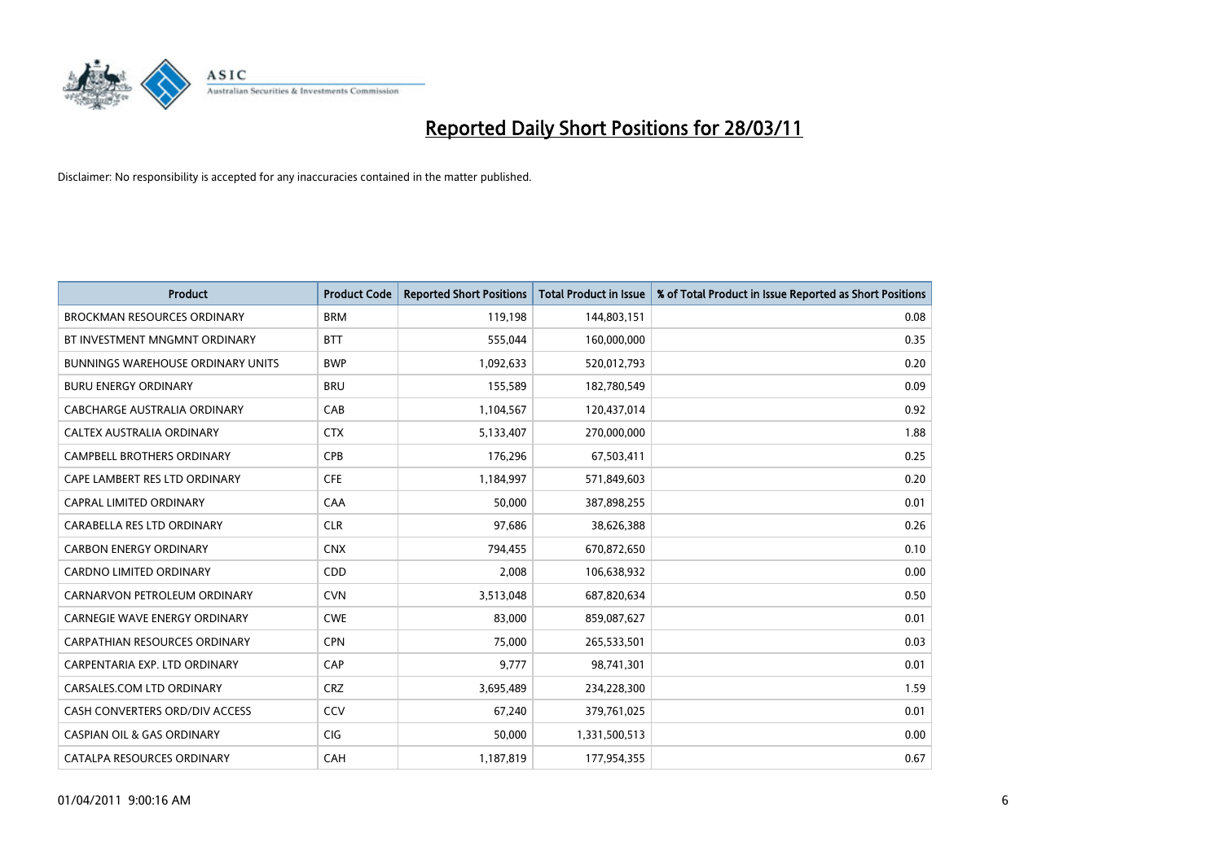# Reported Daily Short Positions for 28/03/11

Disclaimer: No responsibility is accepted for any inaccuracies contained in the matter published.

| Product | Product Code | Reported Short Positions | Total Product in Issue | % of Total Product in Issue Reported as Short Positions |
|---|---|---|---|---|
| BROCKMAN RESOURCES ORDINARY | BRM | 119,198 | 144,803,151 | 0.08 |
| BT INVESTMENT MNGMNT ORDINARY | BTT | 555,044 | 160,000,000 | 0.35 |
| BUNNINGS WAREHOUSE ORDINARY UNITS | BWP | 1,092,633 | 520,012,793 | 0.20 |
| BURU ENERGY ORDINARY | BRU | 155,589 | 182,780,549 | 0.09 |
| CABCHARGE AUSTRALIA ORDINARY | CAB | 1,104,567 | 120,437,014 | 0.92 |
| CALTEX AUSTRALIA ORDINARY | CTX | 5,133,407 | 270,000,000 | 1.88 |
| CAMPBELL BROTHERS ORDINARY | CPB | 176,296 | 67,503,411 | 0.25 |
| CAPE LAMBERT RES LTD ORDINARY | CFE | 1,184,997 | 571,849,603 | 0.20 |
| CAPRAL LIMITED ORDINARY | CAA | 50,000 | 387,898,255 | 0.01 |
| CARABELLA RES LTD ORDINARY | CLR | 97,686 | 38,626,388 | 0.26 |
| CARBON ENERGY ORDINARY | CNX | 794,455 | 670,872,650 | 0.10 |
| CARDNO LIMITED ORDINARY | CDD | 2,008 | 106,638,932 | 0.00 |
| CARNARVON PETROLEUM ORDINARY | CVN | 3,513,048 | 687,820,634 | 0.50 |
| CARNEGIE WAVE ENERGY ORDINARY | CWE | 83,000 | 859,087,627 | 0.01 |
| CARPATHIAN RESOURCES ORDINARY | CPN | 75,000 | 265,533,501 | 0.03 |
| CARPENTARIA EXP. LTD ORDINARY | CAP | 9,777 | 98,741,301 | 0.01 |
| CARSALES.COM LTD ORDINARY | CRZ | 3,695,489 | 234,228,300 | 1.59 |
| CASH CONVERTERS ORD/DIV ACCESS | CCV | 67,240 | 379,761,025 | 0.01 |
| CASPIAN OIL & GAS ORDINARY | CIG | 50,000 | 1,331,500,513 | 0.00 |
| CATALPA RESOURCES ORDINARY | CAH | 1,187,819 | 177,954,355 | 0.67 |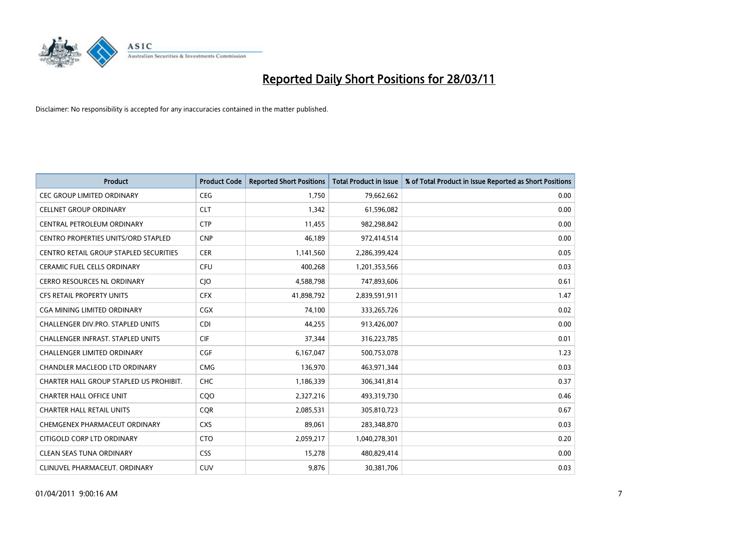# Reported Daily Short Positions for 28/03/11

Disclaimer: No responsibility is accepted for any inaccuracies contained in the matter published.

| Product | Product Code | Reported Short Positions | Total Product in Issue | % of Total Product in Issue Reported as Short Positions |
|---|---|---|---|---|
| CEC GROUP LIMITED ORDINARY | CEG | 1,750 | 79,662,662 | 0.00 |
| CELLNET GROUP ORDINARY | CLT | 1,342 | 61,596,082 | 0.00 |
| CENTRAL PETROLEUM ORDINARY | CTP | 11,455 | 982,298,842 | 0.00 |
| CENTRO PROPERTIES UNITS/ORD STAPLED | CNP | 46,189 | 972,414,514 | 0.00 |
| CENTRO RETAIL GROUP STAPLED SECURITIES | CER | 1,141,560 | 2,286,399,424 | 0.05 |
| CERAMIC FUEL CELLS ORDINARY | CFU | 400,268 | 1,201,353,566 | 0.03 |
| CERRO RESOURCES NL ORDINARY | CJO | 4,588,798 | 747,893,606 | 0.61 |
| CFS RETAIL PROPERTY UNITS | CFX | 41,898,792 | 2,839,591,911 | 1.47 |
| CGA MINING LIMITED ORDINARY | CGX | 74,100 | 333,265,726 | 0.02 |
| CHALLENGER DIV.PRO. STAPLED UNITS | CDI | 44,255 | 913,426,007 | 0.00 |
| CHALLENGER INFRAST. STAPLED UNITS | CIF | 37,344 | 316,223,785 | 0.01 |
| CHALLENGER LIMITED ORDINARY | CGF | 6,167,047 | 500,753,078 | 1.23 |
| CHANDLER MACLEOD LTD ORDINARY | CMG | 136,970 | 463,971,344 | 0.03 |
| CHARTER HALL GROUP STAPLED US PROHIBIT. | CHC | 1,186,339 | 306,341,814 | 0.37 |
| CHARTER HALL OFFICE UNIT | CQO | 2,327,216 | 493,319,730 | 0.46 |
| CHARTER HALL RETAIL UNITS | CQR | 2,085,531 | 305,810,723 | 0.67 |
| CHEMGENEX PHARMACEUT ORDINARY | CXS | 89,061 | 283,348,870 | 0.03 |
| CITIGOLD CORP LTD ORDINARY | CTO | 2,059,217 | 1,040,278,301 | 0.20 |
| CLEAN SEAS TUNA ORDINARY | CSS | 15,278 | 480,829,414 | 0.00 |
| CLINUVEL PHARMACEUT. ORDINARY | CUV | 9,876 | 30,381,706 | 0.03 |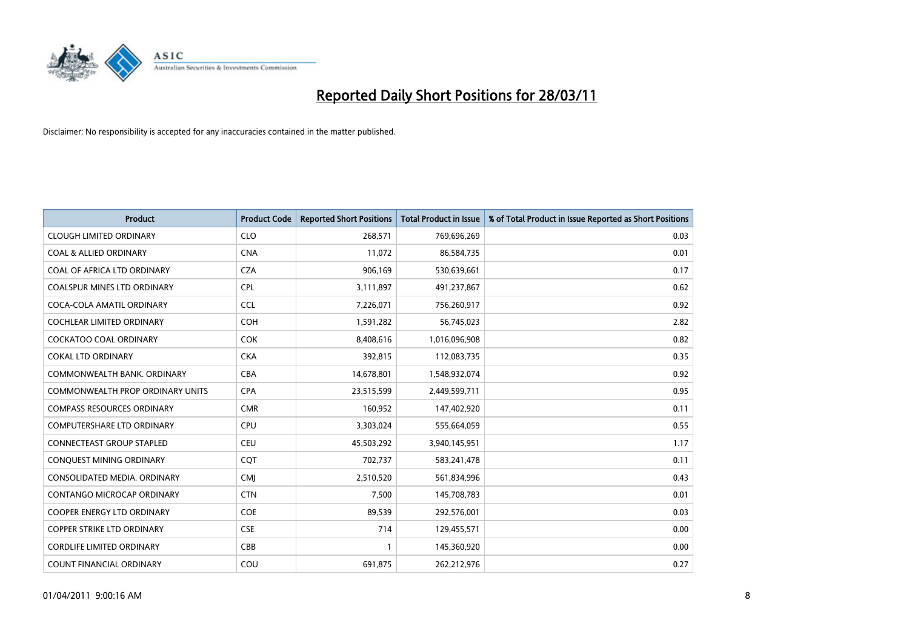# Reported Daily Short Positions for 28/03/11

Disclaimer: No responsibility is accepted for any inaccuracies contained in the matter published.

| Product | Product Code | Reported Short Positions | Total Product in Issue | % of Total Product in Issue Reported as Short Positions |
|---|---|---|---|---|
| CLOUGH LIMITED ORDINARY | CLO | 268,571 | 769,696,269 | 0.03 |
| COAL & ALLIED ORDINARY | CNA | 11,072 | 86,584,735 | 0.01 |
| COAL OF AFRICA LTD ORDINARY | CZA | 906,169 | 530,639,661 | 0.17 |
| COALSPUR MINES LTD ORDINARY | CPL | 3,111,897 | 491,237,867 | 0.62 |
| COCA-COLA AMATIL ORDINARY | CCL | 7,226,071 | 756,260,917 | 0.92 |
| COCHLEAR LIMITED ORDINARY | COH | 1,591,282 | 56,745,023 | 2.82 |
| COCKATOO COAL ORDINARY | COK | 8,408,616 | 1,016,096,908 | 0.82 |
| COKAL LTD ORDINARY | CKA | 392,815 | 112,083,735 | 0.35 |
| COMMONWEALTH BANK. ORDINARY | CBA | 14,678,801 | 1,548,932,074 | 0.92 |
| COMMONWEALTH PROP ORDINARY UNITS | CPA | 23,515,599 | 2,449,599,711 | 0.95 |
| COMPASS RESOURCES ORDINARY | CMR | 160,952 | 147,402,920 | 0.11 |
| COMPUTERSHARE LTD ORDINARY | CPU | 3,303,024 | 555,664,059 | 0.55 |
| CONNECTEAST GROUP STAPLED | CEU | 45,503,292 | 3,940,145,951 | 1.17 |
| CONQUEST MINING ORDINARY | CQT | 702,737 | 583,241,478 | 0.11 |
| CONSOLIDATED MEDIA. ORDINARY | CMJ | 2,510,520 | 561,834,996 | 0.43 |
| CONTANGO MICROCAP ORDINARY | CTN | 7,500 | 145,708,783 | 0.01 |
| COOPER ENERGY LTD ORDINARY | COE | 89,539 | 292,576,001 | 0.03 |
| COPPER STRIKE LTD ORDINARY | CSE | 714 | 129,455,571 | 0.00 |
| CORDLIFE LIMITED ORDINARY | CBB | 1 | 145,360,920 | 0.00 |
| COUNT FINANCIAL ORDINARY | COU | 691,875 | 262,212,976 | 0.27 |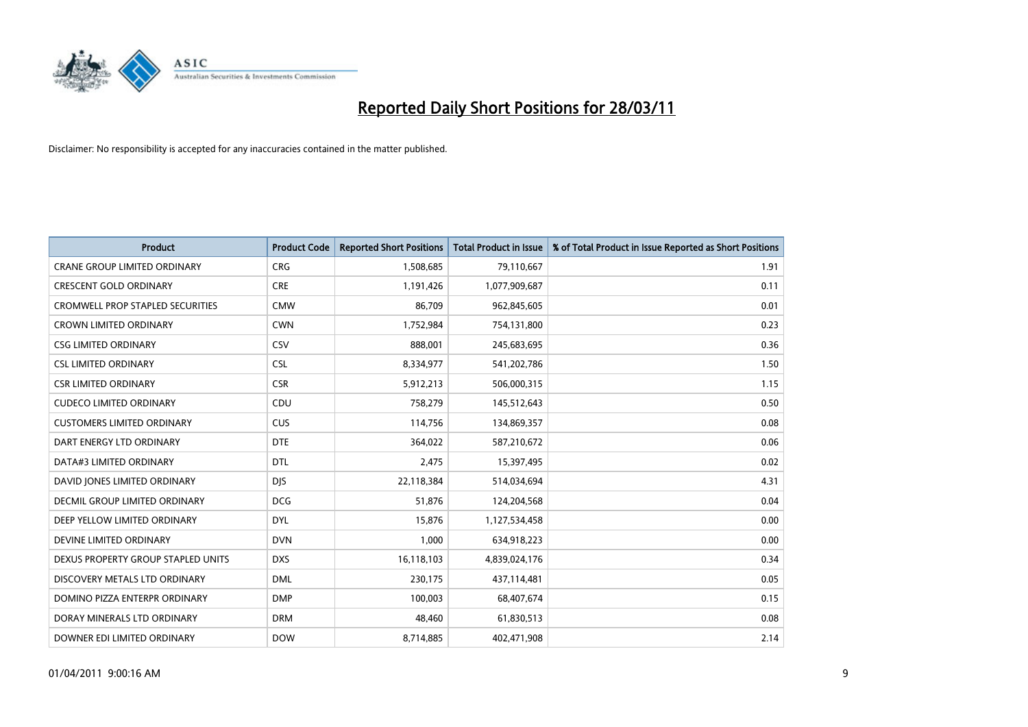# Reported Daily Short Positions for 28/03/11

Disclaimer: No responsibility is accepted for any inaccuracies contained in the matter published.

| Product | Product Code | Reported Short Positions | Total Product in Issue | % of Total Product in Issue Reported as Short Positions |
|---|---|---|---|---|
| CRANE GROUP LIMITED ORDINARY | CRG | 1,508,685 | 79,110,667 | 1.91 |
| CRESCENT GOLD ORDINARY | CRE | 1,191,426 | 1,077,909,687 | 0.11 |
| CROMWELL PROP STAPLED SECURITIES | CMW | 86,709 | 962,845,605 | 0.01 |
| CROWN LIMITED ORDINARY | CWN | 1,752,984 | 754,131,800 | 0.23 |
| CSG LIMITED ORDINARY | CSV | 888,001 | 245,683,695 | 0.36 |
| CSL LIMITED ORDINARY | CSL | 8,334,977 | 541,202,786 | 1.50 |
| CSR LIMITED ORDINARY | CSR | 5,912,213 | 506,000,315 | 1.15 |
| CUDECO LIMITED ORDINARY | CDU | 758,279 | 145,512,643 | 0.50 |
| CUSTOMERS LIMITED ORDINARY | CUS | 114,756 | 134,869,357 | 0.08 |
| DART ENERGY LTD ORDINARY | DTE | 364,022 | 587,210,672 | 0.06 |
| DATA#3 LIMITED ORDINARY | DTL | 2,475 | 15,397,495 | 0.02 |
| DAVID JONES LIMITED ORDINARY | DJS | 22,118,384 | 514,034,694 | 4.31 |
| DECMIL GROUP LIMITED ORDINARY | DCG | 51,876 | 124,204,568 | 0.04 |
| DEEP YELLOW LIMITED ORDINARY | DYL | 15,876 | 1,127,534,458 | 0.00 |
| DEVINE LIMITED ORDINARY | DVN | 1,000 | 634,918,223 | 0.00 |
| DEXUS PROPERTY GROUP STAPLED UNITS | DXS | 16,118,103 | 4,839,024,176 | 0.34 |
| DISCOVERY METALS LTD ORDINARY | DML | 230,175 | 437,114,481 | 0.05 |
| DOMINO PIZZA ENTERPR ORDINARY | DMP | 100,003 | 68,407,674 | 0.15 |
| DORAY MINERALS LTD ORDINARY | DRM | 48,460 | 61,830,513 | 0.08 |
| DOWNER EDI LIMITED ORDINARY | DOW | 8,714,885 | 402,471,908 | 2.14 |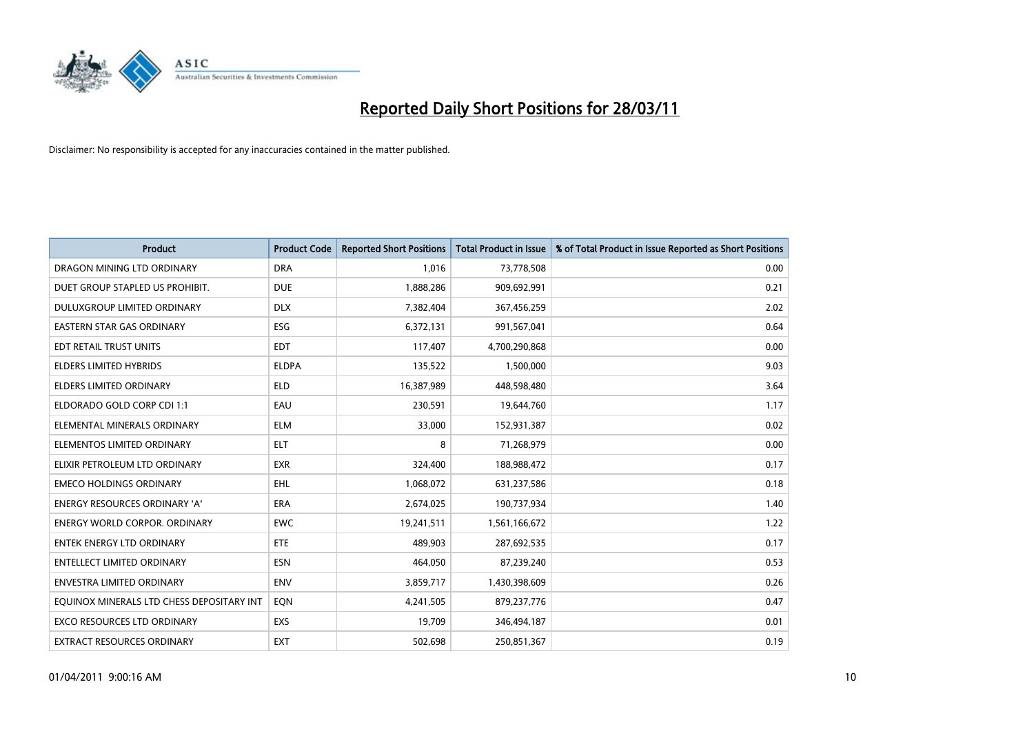# Reported Daily Short Positions for 28/03/11

Disclaimer: No responsibility is accepted for any inaccuracies contained in the matter published.

| Product | Product Code | Reported Short Positions | Total Product in Issue | % of Total Product in Issue Reported as Short Positions |
|---|---|---|---|---|
| DRAGON MINING LTD ORDINARY | DRA | 1,016 | 73,778,508 | 0.00 |
| DUET GROUP STAPLED US PROHIBIT. | DUE | 1,888,286 | 909,692,991 | 0.21 |
| DULUXGROUP LIMITED ORDINARY | DLX | 7,382,404 | 367,456,259 | 2.02 |
| EASTERN STAR GAS ORDINARY | ESG | 6,372,131 | 991,567,041 | 0.64 |
| EDT RETAIL TRUST UNITS | EDT | 117,407 | 4,700,290,868 | 0.00 |
| ELDERS LIMITED HYBRIDS | ELDPA | 135,522 | 1,500,000 | 9.03 |
| ELDERS LIMITED ORDINARY | ELD | 16,387,989 | 448,598,480 | 3.64 |
| ELDORADO GOLD CORP CDI 1:1 | EAU | 230,591 | 19,644,760 | 1.17 |
| ELEMENTAL MINERALS ORDINARY | ELM | 33,000 | 152,931,387 | 0.02 |
| ELEMENTOS LIMITED ORDINARY | ELT | 8 | 71,268,979 | 0.00 |
| ELIXIR PETROLEUM LTD ORDINARY | EXR | 324,400 | 188,988,472 | 0.17 |
| EMECO HOLDINGS ORDINARY | EHL | 1,068,072 | 631,237,586 | 0.18 |
| ENERGY RESOURCES ORDINARY 'A' | ERA | 2,674,025 | 190,737,934 | 1.40 |
| ENERGY WORLD CORPOR. ORDINARY | EWC | 19,241,511 | 1,561,166,672 | 1.22 |
| ENTEK ENERGY LTD ORDINARY | ETE | 489,903 | 287,692,535 | 0.17 |
| ENTELLECT LIMITED ORDINARY | ESN | 464,050 | 87,239,240 | 0.53 |
| ENVESTRA LIMITED ORDINARY | ENV | 3,859,717 | 1,430,398,609 | 0.26 |
| EQUINOX MINERALS LTD CHESS DEPOSITARY INT | EQN | 4,241,505 | 879,237,776 | 0.47 |
| EXCO RESOURCES LTD ORDINARY | EXS | 19,709 | 346,494,187 | 0.01 |
| EXTRACT RESOURCES ORDINARY | EXT | 502,698 | 250,851,367 | 0.19 |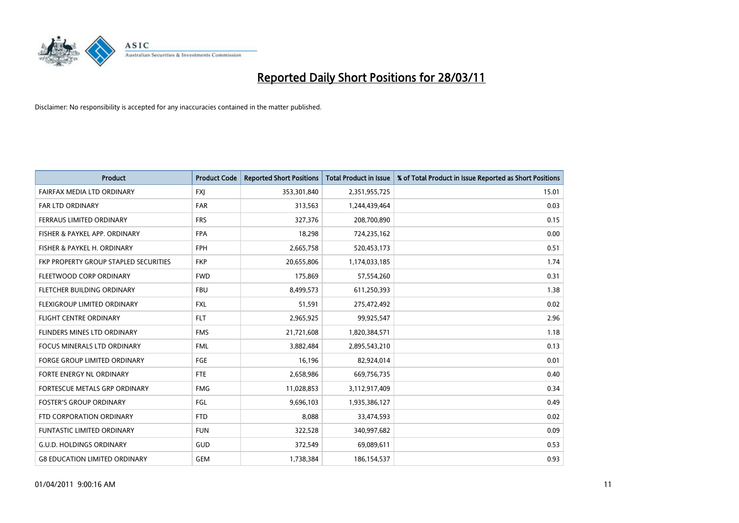# Reported Daily Short Positions for 28/03/11

Disclaimer: No responsibility is accepted for any inaccuracies contained in the matter published.

| Product | Product Code | Reported Short Positions | Total Product in Issue | % of Total Product in Issue Reported as Short Positions |
|---|---|---|---|---|
| FAIRFAX MEDIA LTD ORDINARY | FXJ | 353,301,840 | 2,351,955,725 | 15.01 |
| FAR LTD ORDINARY | FAR | 313,563 | 1,244,439,464 | 0.03 |
| FERRAUS LIMITED ORDINARY | FRS | 327,376 | 208,700,890 | 0.15 |
| FISHER & PAYKEL APP. ORDINARY | FPA | 18,298 | 724,235,162 | 0.00 |
| FISHER & PAYKEL H. ORDINARY | FPH | 2,665,758 | 520,453,173 | 0.51 |
| FKP PROPERTY GROUP STAPLED SECURITIES | FKP | 20,655,806 | 1,174,033,185 | 1.74 |
| FLEETWOOD CORP ORDINARY | FWD | 175,869 | 57,554,260 | 0.31 |
| FLETCHER BUILDING ORDINARY | FBU | 8,499,573 | 611,250,393 | 1.38 |
| FLEXIGROUP LIMITED ORDINARY | FXL | 51,591 | 275,472,492 | 0.02 |
| FLIGHT CENTRE ORDINARY | FLT | 2,965,925 | 99,925,547 | 2.96 |
| FLINDERS MINES LTD ORDINARY | FMS | 21,721,608 | 1,820,384,571 | 1.18 |
| FOCUS MINERALS LTD ORDINARY | FML | 3,882,484 | 2,895,543,210 | 0.13 |
| FORGE GROUP LIMITED ORDINARY | FGE | 16,196 | 82,924,014 | 0.01 |
| FORTE ENERGY NL ORDINARY | FTE | 2,658,986 | 669,756,735 | 0.40 |
| FORTESCUE METALS GRP ORDINARY | FMG | 11,028,853 | 3,112,917,409 | 0.34 |
| FOSTER'S GROUP ORDINARY | FGL | 9,696,103 | 1,935,386,127 | 0.49 |
| FTD CORPORATION ORDINARY | FTD | 8,088 | 33,474,593 | 0.02 |
| FUNTASTIC LIMITED ORDINARY | FUN | 322,528 | 340,997,682 | 0.09 |
| G.U.D. HOLDINGS ORDINARY | GUD | 372,549 | 69,089,611 | 0.53 |
| G8 EDUCATION LIMITED ORDINARY | GEM | 1,738,384 | 186,154,537 | 0.93 |

01/04/2011 9:00:16 AM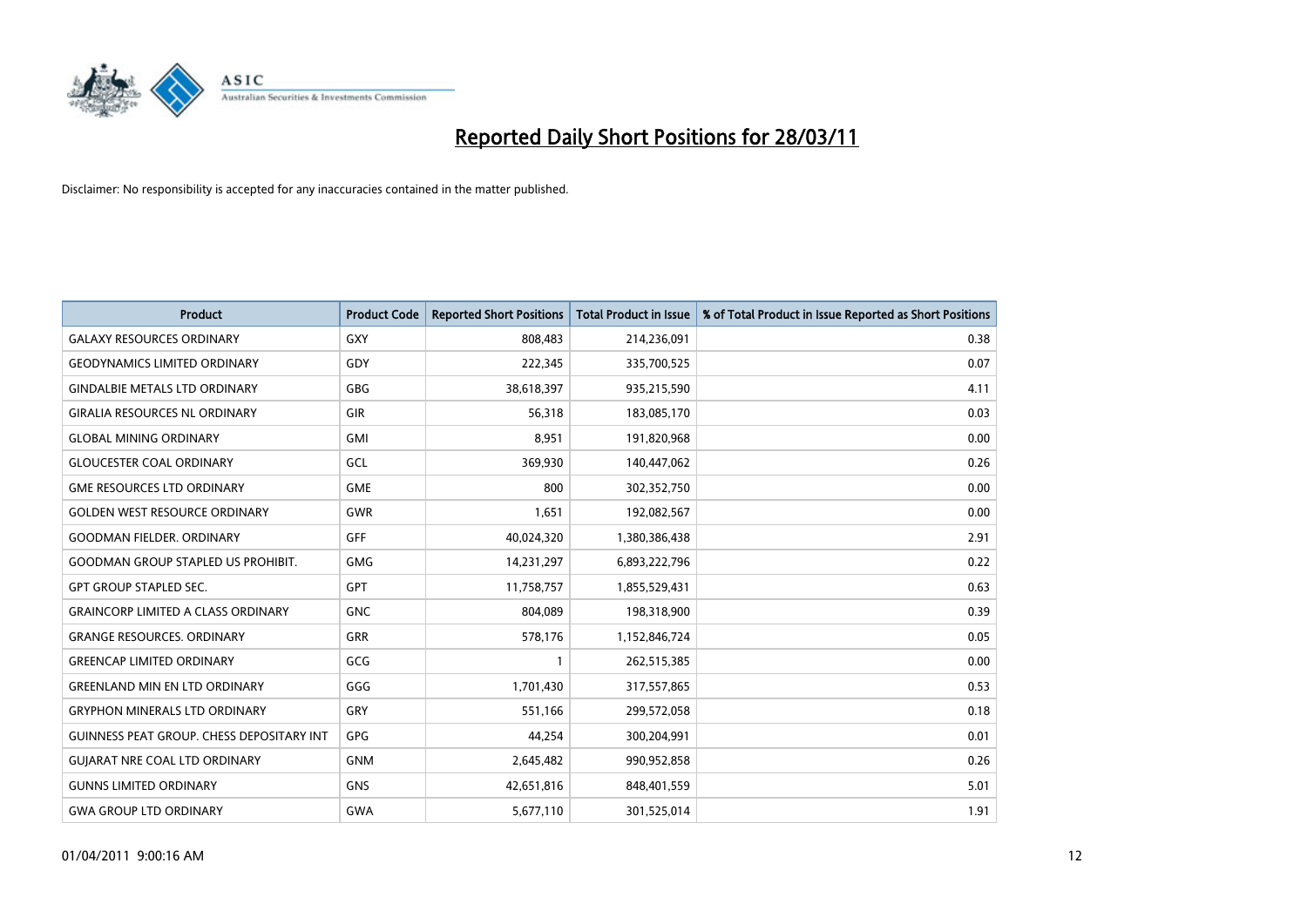# Reported Daily Short Positions for 28/03/11

Disclaimer: No responsibility is accepted for any inaccuracies contained in the matter published.

| Product | Product Code | Reported Short Positions | Total Product in Issue | % of Total Product in Issue Reported as Short Positions |
|---|---|---|---|---|
| GALAXY RESOURCES ORDINARY | GXY | 808,483 | 214,236,091 | 0.38 |
| GEODYNAMICS LIMITED ORDINARY | GDY | 222,345 | 335,700,525 | 0.07 |
| GINDALBIE METALS LTD ORDINARY | GBG | 38,618,397 | 935,215,590 | 4.11 |
| GIRALIA RESOURCES NL ORDINARY | GIR | 56,318 | 183,085,170 | 0.03 |
| GLOBAL MINING ORDINARY | GMI | 8,951 | 191,820,968 | 0.00 |
| GLOUCESTER COAL ORDINARY | GCL | 369,930 | 140,447,062 | 0.26 |
| GME RESOURCES LTD ORDINARY | GME | 800 | 302,352,750 | 0.00 |
| GOLDEN WEST RESOURCE ORDINARY | GWR | 1,651 | 192,082,567 | 0.00 |
| GOODMAN FIELDER. ORDINARY | GFF | 40,024,320 | 1,380,386,438 | 2.91 |
| GOODMAN GROUP STAPLED US PROHIBIT. | GMG | 14,231,297 | 6,893,222,796 | 0.22 |
| GPT GROUP STAPLED SEC. | GPT | 11,758,757 | 1,855,529,431 | 0.63 |
| GRAINCORP LIMITED A CLASS ORDINARY | GNC | 804,089 | 198,318,900 | 0.39 |
| GRANGE RESOURCES. ORDINARY | GRR | 578,176 | 1,152,846,724 | 0.05 |
| GREENCAP LIMITED ORDINARY | GCG | 1 | 262,515,385 | 0.00 |
| GREENLAND MIN EN LTD ORDINARY | GGG | 1,701,430 | 317,557,865 | 0.53 |
| GRYPHON MINERALS LTD ORDINARY | GRY | 551,166 | 299,572,058 | 0.18 |
| GUINNESS PEAT GROUP. CHESS DEPOSITARY INT | GPG | 44,254 | 300,204,991 | 0.01 |
| GUJARAT NRE COAL LTD ORDINARY | GNM | 2,645,482 | 990,952,858 | 0.26 |
| GUNNS LIMITED ORDINARY | GNS | 42,651,816 | 848,401,559 | 5.01 |
| GWA GROUP LTD ORDINARY | GWA | 5,677,110 | 301,525,014 | 1.91 |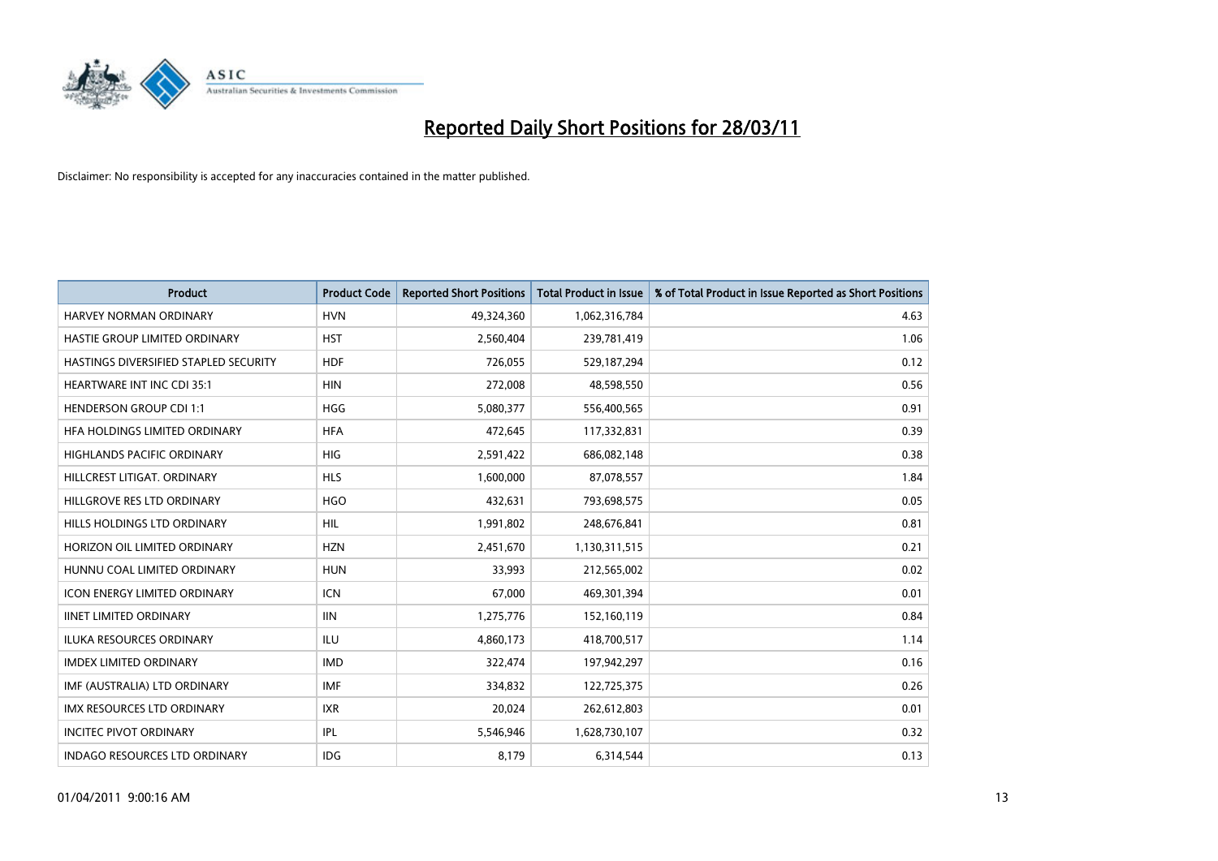# Reported Daily Short Positions for 28/03/11

Disclaimer: No responsibility is accepted for any inaccuracies contained in the matter published.

| Product | Product Code | Reported Short Positions | Total Product in Issue | % of Total Product in Issue Reported as Short Positions |
|---|---|---|---|---|
| HARVEY NORMAN ORDINARY | HVN | 49,324,360 | 1,062,316,784 | 4.63 |
| HASTIE GROUP LIMITED ORDINARY | HST | 2,560,404 | 239,781,419 | 1.06 |
| HASTINGS DIVERSIFIED STAPLED SECURITY | HDF | 726,055 | 529,187,294 | 0.12 |
| HEARTWARE INT INC CDI 35:1 | HIN | 272,008 | 48,598,550 | 0.56 |
| HENDERSON GROUP CDI 1:1 | HGG | 5,080,377 | 556,400,565 | 0.91 |
| HFA HOLDINGS LIMITED ORDINARY | HFA | 472,645 | 117,332,831 | 0.39 |
| HIGHLANDS PACIFIC ORDINARY | HIG | 2,591,422 | 686,082,148 | 0.38 |
| HILLCREST LITIGAT. ORDINARY | HLS | 1,600,000 | 87,078,557 | 1.84 |
| HILLGROVE RES LTD ORDINARY | HGO | 432,631 | 793,698,575 | 0.05 |
| HILLS HOLDINGS LTD ORDINARY | HIL | 1,991,802 | 248,676,841 | 0.81 |
| HORIZON OIL LIMITED ORDINARY | HZN | 2,451,670 | 1,130,311,515 | 0.21 |
| HUNNU COAL LIMITED ORDINARY | HUN | 33,993 | 212,565,002 | 0.02 |
| ICON ENERGY LIMITED ORDINARY | ICN | 67,000 | 469,301,394 | 0.01 |
| IINET LIMITED ORDINARY | IIN | 1,275,776 | 152,160,119 | 0.84 |
| ILUKA RESOURCES ORDINARY | ILU | 4,860,173 | 418,700,517 | 1.14 |
| IMDEX LIMITED ORDINARY | IMD | 322,474 | 197,942,297 | 0.16 |
| IMF (AUSTRALIA) LTD ORDINARY | IMF | 334,832 | 122,725,375 | 0.26 |
| IMX RESOURCES LTD ORDINARY | IXR | 20,024 | 262,612,803 | 0.01 |
| INCITEC PIVOT ORDINARY | IPL | 5,546,946 | 1,628,730,107 | 0.32 |
| INDAGO RESOURCES LTD ORDINARY | IDG | 8,179 | 6,314,544 | 0.13 |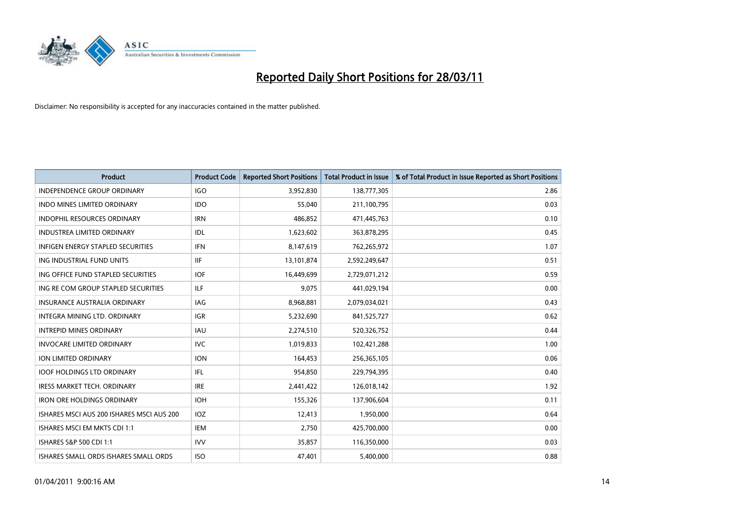# Reported Daily Short Positions for 28/03/11

Disclaimer: No responsibility is accepted for any inaccuracies contained in the matter published.

| Product | Product Code | Reported Short Positions | Total Product in Issue | % of Total Product in Issue Reported as Short Positions |
|---|---|---|---|---|
| INDEPENDENCE GROUP ORDINARY | IGO | 3,952,830 | 138,777,305 | 2.86 |
| INDO MINES LIMITED ORDINARY | IDO | 55,040 | 211,100,795 | 0.03 |
| INDOPHIL RESOURCES ORDINARY | IRN | 486,852 | 471,445,763 | 0.10 |
| INDUSTREA LIMITED ORDINARY | IDL | 1,623,602 | 363,878,295 | 0.45 |
| INFIGEN ENERGY STAPLED SECURITIES | IFN | 8,147,619 | 762,265,972 | 1.07 |
| ING INDUSTRIAL FUND UNITS | IIF | 13,101,874 | 2,592,249,647 | 0.51 |
| ING OFFICE FUND STAPLED SECURITIES | IOF | 16,449,699 | 2,729,071,212 | 0.59 |
| ING RE COM GROUP STAPLED SECURITIES | ILF | 9,075 | 441,029,194 | 0.00 |
| INSURANCE AUSTRALIA ORDINARY | IAG | 8,968,881 | 2,079,034,021 | 0.43 |
| INTEGRA MINING LTD. ORDINARY | IGR | 5,232,690 | 841,525,727 | 0.62 |
| INTREPID MINES ORDINARY | IAU | 2,274,510 | 520,326,752 | 0.44 |
| INVOCARE LIMITED ORDINARY | IVC | 1,019,833 | 102,421,288 | 1.00 |
| ION LIMITED ORDINARY | ION | 164,453 | 256,365,105 | 0.06 |
| IOOF HOLDINGS LTD ORDINARY | IFL | 954,850 | 229,794,395 | 0.40 |
| IRESS MARKET TECH. ORDINARY | IRE | 2,441,422 | 126,018,142 | 1.92 |
| IRON ORE HOLDINGS ORDINARY | IOH | 155,326 | 137,906,604 | 0.11 |
| ISHARES MSCI AUS 200 ISHARES MSCI AUS 200 | IOZ | 12,413 | 1,950,000 | 0.64 |
| ISHARES MSCI EM MKTS CDI 1:1 | IEM | 2,750 | 425,700,000 | 0.00 |
| ISHARES S&P 500 CDI 1:1 | IVV | 35,857 | 116,350,000 | 0.03 |
| ISHARES SMALL ORDS ISHARES SMALL ORDS | ISO | 47,401 | 5,400,000 | 0.88 |

01/04/2011 9:00:16 AM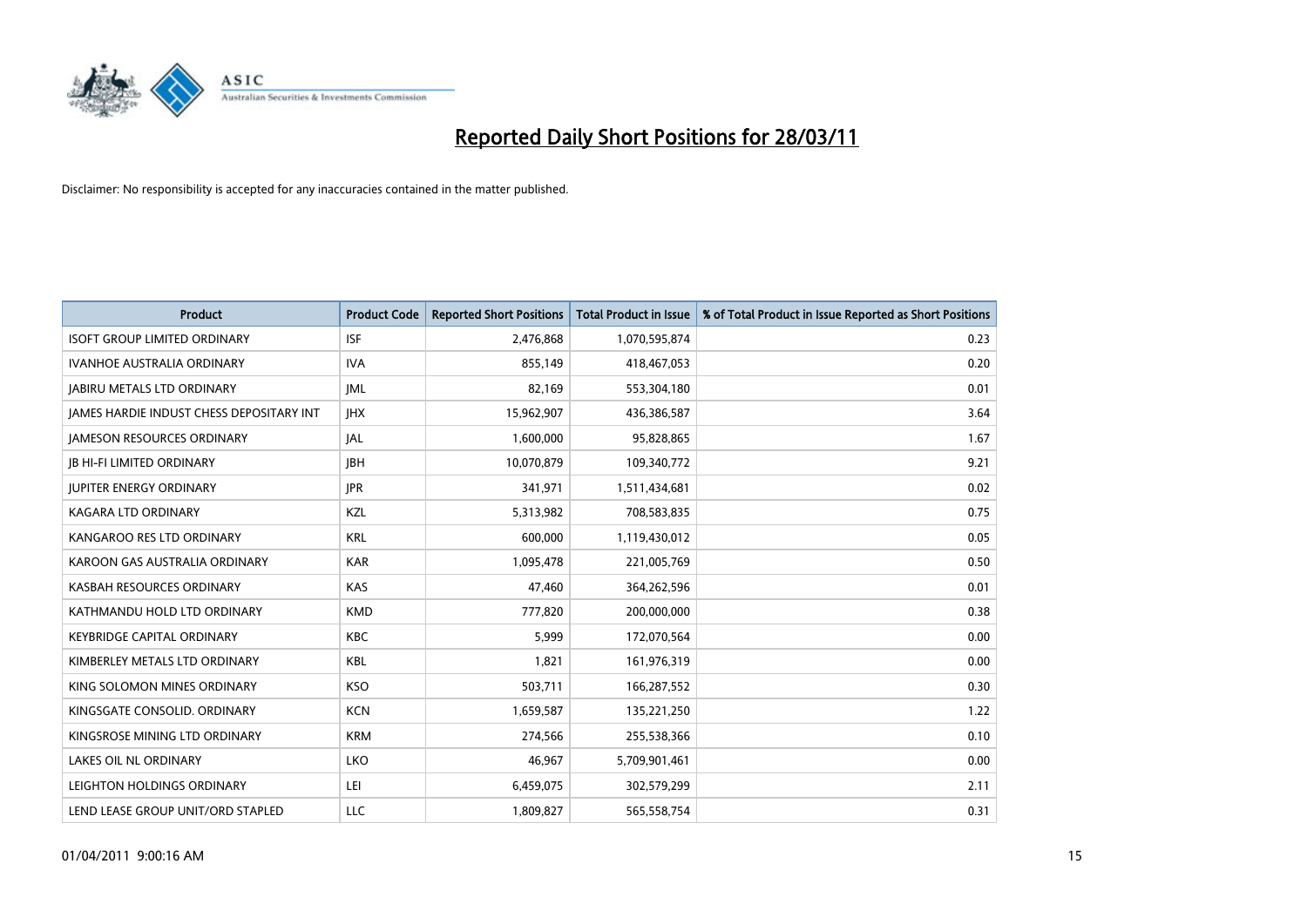# Reported Daily Short Positions for 28/03/11

Disclaimer: No responsibility is accepted for any inaccuracies contained in the matter published.

| Product | Product Code | Reported Short Positions | Total Product in Issue | % of Total Product in Issue Reported as Short Positions |
|---|---|---|---|---|
| ISOFT GROUP LIMITED ORDINARY | ISF | 2,476,868 | 1,070,595,874 | 0.23 |
| IVANHOE AUSTRALIA ORDINARY | IVA | 855,149 | 418,467,053 | 0.20 |
| JABIRU METALS LTD ORDINARY | JML | 82,169 | 553,304,180 | 0.01 |
| JAMES HARDIE INDUST CHESS DEPOSITARY INT | JHX | 15,962,907 | 436,386,587 | 3.64 |
| JAMESON RESOURCES ORDINARY | JAL | 1,600,000 | 95,828,865 | 1.67 |
| JB HI-FI LIMITED ORDINARY | JBH | 10,070,879 | 109,340,772 | 9.21 |
| JUPITER ENERGY ORDINARY | JPR | 341,971 | 1,511,434,681 | 0.02 |
| KAGARA LTD ORDINARY | KZL | 5,313,982 | 708,583,835 | 0.75 |
| KANGAROO RES LTD ORDINARY | KRL | 600,000 | 1,119,430,012 | 0.05 |
| KAROON GAS AUSTRALIA ORDINARY | KAR | 1,095,478 | 221,005,769 | 0.50 |
| KASBAH RESOURCES ORDINARY | KAS | 47,460 | 364,262,596 | 0.01 |
| KATHMANDU HOLD LTD ORDINARY | KMD | 777,820 | 200,000,000 | 0.38 |
| KEYBRIDGE CAPITAL ORDINARY | KBC | 5,999 | 172,070,564 | 0.00 |
| KIMBERLEY METALS LTD ORDINARY | KBL | 1,821 | 161,976,319 | 0.00 |
| KING SOLOMON MINES ORDINARY | KSO | 503,711 | 166,287,552 | 0.30 |
| KINGSGATE CONSOLID. ORDINARY | KCN | 1,659,587 | 135,221,250 | 1.22 |
| KINGSROSE MINING LTD ORDINARY | KRM | 274,566 | 255,538,366 | 0.10 |
| LAKES OIL NL ORDINARY | LKO | 46,967 | 5,709,901,461 | 0.00 |
| LEIGHTON HOLDINGS ORDINARY | LEI | 6,459,075 | 302,579,299 | 2.11 |
| LEND LEASE GROUP UNIT/ORD STAPLED | LLC | 1,809,827 | 565,558,754 | 0.31 |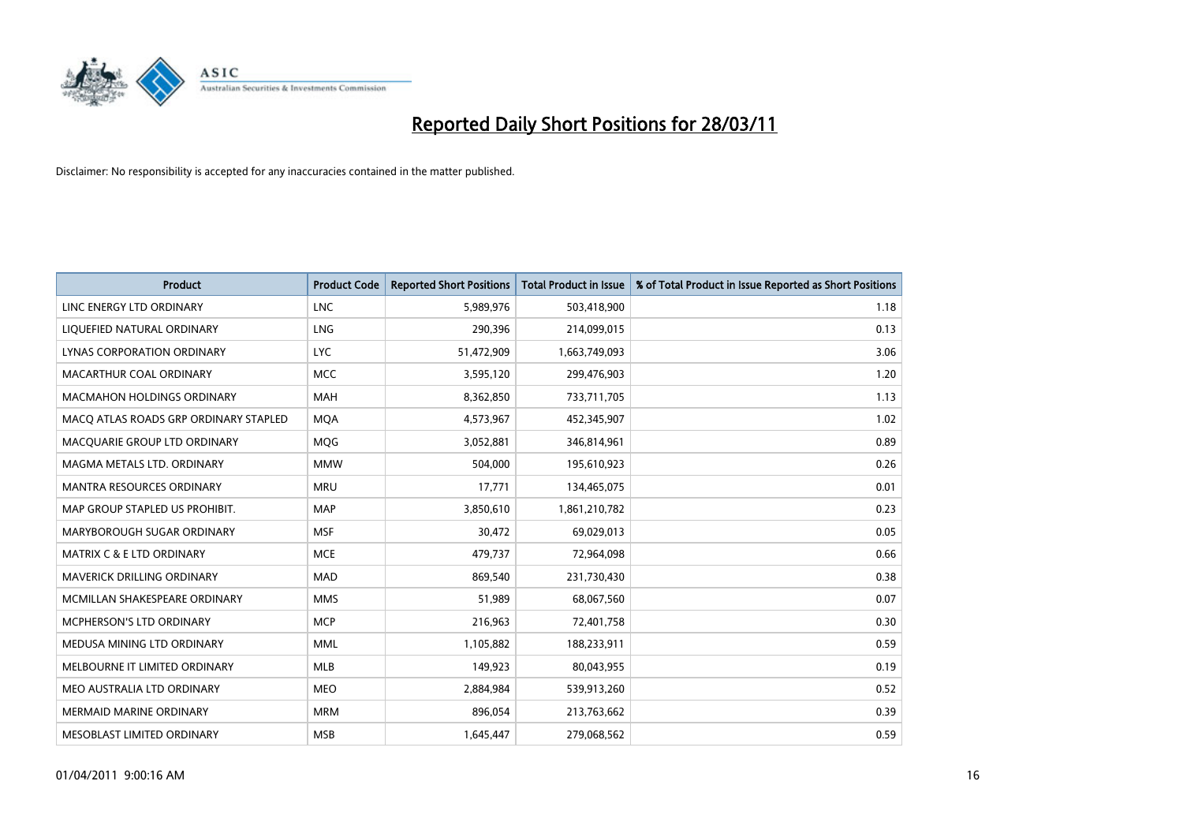# Reported Daily Short Positions for 28/03/11

Disclaimer: No responsibility is accepted for any inaccuracies contained in the matter published.

| Product | Product Code | Reported Short Positions | Total Product in Issue | % of Total Product in Issue Reported as Short Positions |
|---|---|---|---|---|
| LINC ENERGY LTD ORDINARY | LNC | 5,989,976 | 503,418,900 | 1.18 |
| LIQUEFIED NATURAL ORDINARY | LNG | 290,396 | 214,099,015 | 0.13 |
| LYNAS CORPORATION ORDINARY | LYC | 51,472,909 | 1,663,749,093 | 3.06 |
| MACARTHUR COAL ORDINARY | MCC | 3,595,120 | 299,476,903 | 1.20 |
| MACMAHON HOLDINGS ORDINARY | MAH | 8,362,850 | 733,711,705 | 1.13 |
| MACQ ATLAS ROADS GRP ORDINARY STAPLED | MQA | 4,573,967 | 452,345,907 | 1.02 |
| MACQUARIE GROUP LTD ORDINARY | MQG | 3,052,881 | 346,814,961 | 0.89 |
| MAGMA METALS LTD. ORDINARY | MMW | 504,000 | 195,610,923 | 0.26 |
| MANTRA RESOURCES ORDINARY | MRU | 17,771 | 134,465,075 | 0.01 |
| MAP GROUP STAPLED US PROHIBIT. | MAP | 3,850,610 | 1,861,210,782 | 0.23 |
| MARYBOROUGH SUGAR ORDINARY | MSF | 30,472 | 69,029,013 | 0.05 |
| MATRIX C & E LTD ORDINARY | MCE | 479,737 | 72,964,098 | 0.66 |
| MAVERICK DRILLING ORDINARY | MAD | 869,540 | 231,730,430 | 0.38 |
| MCMILLAN SHAKESPEARE ORDINARY | MMS | 51,989 | 68,067,560 | 0.07 |
| MCPHERSON'S LTD ORDINARY | MCP | 216,963 | 72,401,758 | 0.30 |
| MEDUSA MINING LTD ORDINARY | MML | 1,105,882 | 188,233,911 | 0.59 |
| MELBOURNE IT LIMITED ORDINARY | MLB | 149,923 | 80,043,955 | 0.19 |
| MEO AUSTRALIA LTD ORDINARY | MEO | 2,884,984 | 539,913,260 | 0.52 |
| MERMAID MARINE ORDINARY | MRM | 896,054 | 213,763,662 | 0.39 |
| MESOBLAST LIMITED ORDINARY | MSB | 1,645,447 | 279,068,562 | 0.59 |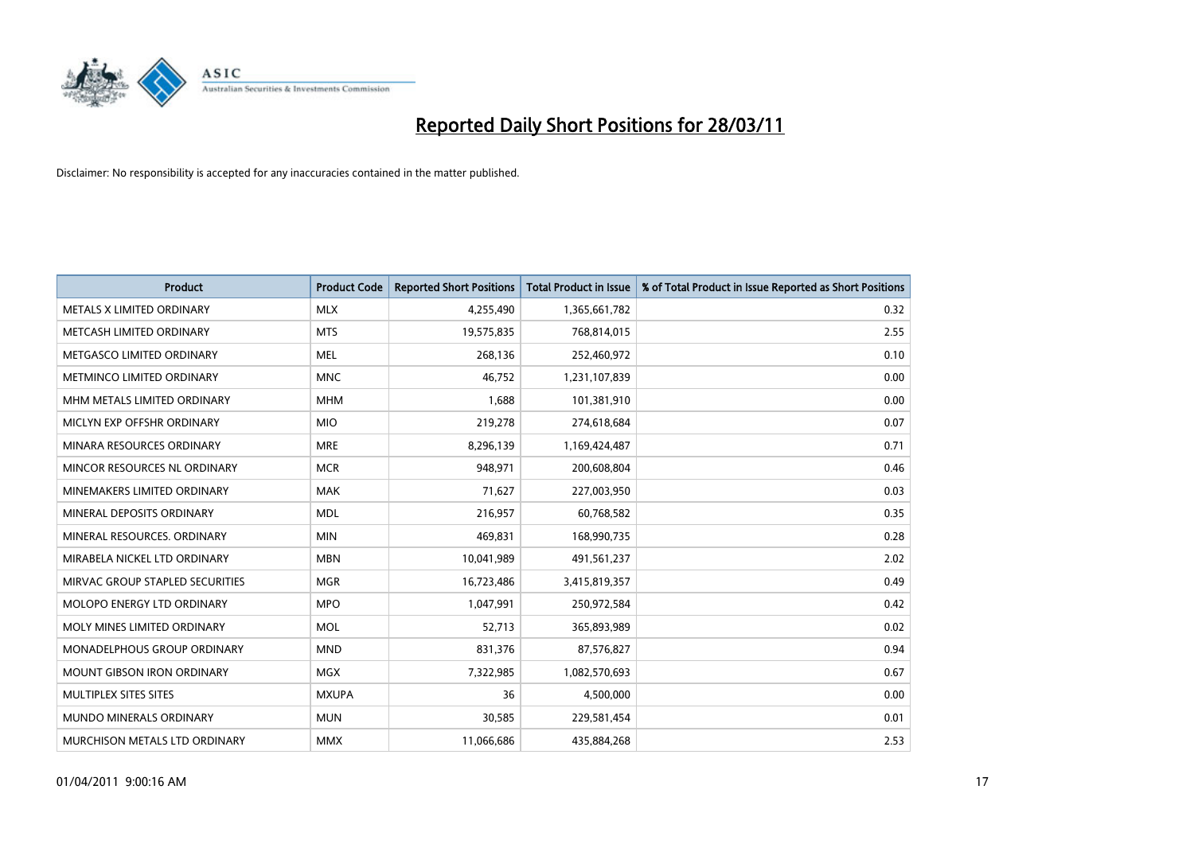# Reported Daily Short Positions for 28/03/11

Disclaimer: No responsibility is accepted for any inaccuracies contained in the matter published.

| Product | Product Code | Reported Short Positions | Total Product in Issue | % of Total Product in Issue Reported as Short Positions |
|---|---|---|---|---|
| METALS X LIMITED ORDINARY | MLX | 4,255,490 | 1,365,661,782 | 0.32 |
| METCASH LIMITED ORDINARY | MTS | 19,575,835 | 768,814,015 | 2.55 |
| METGASCO LIMITED ORDINARY | MEL | 268,136 | 252,460,972 | 0.10 |
| METMINCO LIMITED ORDINARY | MNC | 46,752 | 1,231,107,839 | 0.00 |
| MHM METALS LIMITED ORDINARY | MHM | 1,688 | 101,381,910 | 0.00 |
| MICLYN EXP OFFSHR ORDINARY | MIO | 219,278 | 274,618,684 | 0.07 |
| MINARA RESOURCES ORDINARY | MRE | 8,296,139 | 1,169,424,487 | 0.71 |
| MINCOR RESOURCES NL ORDINARY | MCR | 948,971 | 200,608,804 | 0.46 |
| MINEMAKERS LIMITED ORDINARY | MAK | 71,627 | 227,003,950 | 0.03 |
| MINERAL DEPOSITS ORDINARY | MDL | 216,957 | 60,768,582 | 0.35 |
| MINERAL RESOURCES. ORDINARY | MIN | 469,831 | 168,990,735 | 0.28 |
| MIRABELA NICKEL LTD ORDINARY | MBN | 10,041,989 | 491,561,237 | 2.02 |
| MIRVAC GROUP STAPLED SECURITIES | MGR | 16,723,486 | 3,415,819,357 | 0.49 |
| MOLOPO ENERGY LTD ORDINARY | MPO | 1,047,991 | 250,972,584 | 0.42 |
| MOLY MINES LIMITED ORDINARY | MOL | 52,713 | 365,893,989 | 0.02 |
| MONADELPHOUS GROUP ORDINARY | MND | 831,376 | 87,576,827 | 0.94 |
| MOUNT GIBSON IRON ORDINARY | MGX | 7,322,985 | 1,082,570,693 | 0.67 |
| MULTIPLEX SITES SITES | MXUPA | 36 | 4,500,000 | 0.00 |
| MUNDO MINERALS ORDINARY | MUN | 30,585 | 229,581,454 | 0.01 |
| MURCHISON METALS LTD ORDINARY | MMX | 11,066,686 | 435,884,268 | 2.53 |

01/04/2011 9:00:16 AM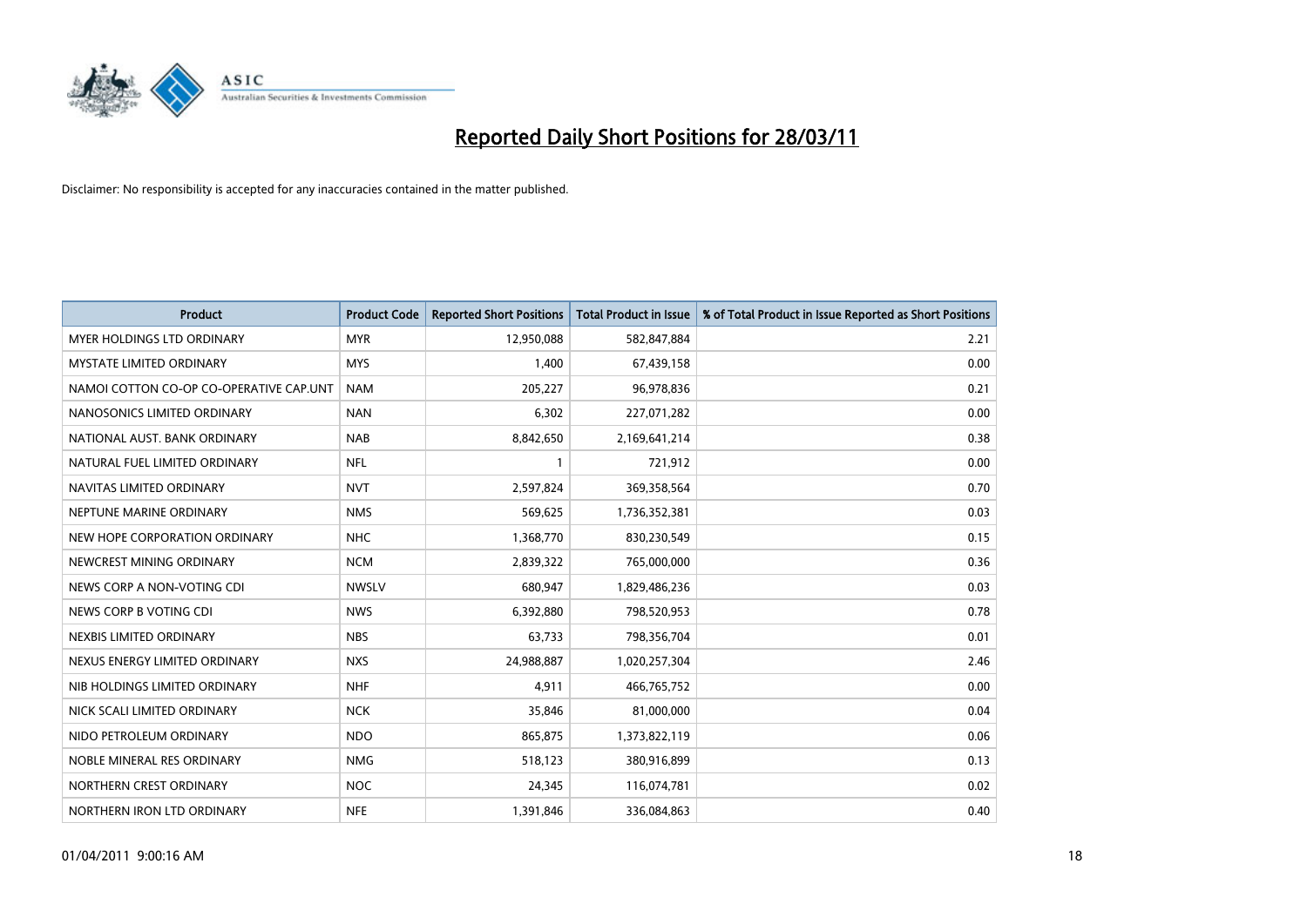# Reported Daily Short Positions for 28/03/11

Disclaimer: No responsibility is accepted for any inaccuracies contained in the matter published.

| Product | Product Code | Reported Short Positions | Total Product in Issue | % of Total Product in Issue Reported as Short Positions |
|---|---|---|---|---|
| MYER HOLDINGS LTD ORDINARY | MYR | 12,950,088 | 582,847,884 | 2.21 |
| MYSTATE LIMITED ORDINARY | MYS | 1,400 | 67,439,158 | 0.00 |
| NAMOI COTTON CO-OP CO-OPERATIVE CAP.UNT | NAM | 205,227 | 96,978,836 | 0.21 |
| NANOSONICS LIMITED ORDINARY | NAN | 6,302 | 227,071,282 | 0.00 |
| NATIONAL AUST. BANK ORDINARY | NAB | 8,842,650 | 2,169,641,214 | 0.38 |
| NATURAL FUEL LIMITED ORDINARY | NFL | 1 | 721,912 | 0.00 |
| NAVITAS LIMITED ORDINARY | NVT | 2,597,824 | 369,358,564 | 0.70 |
| NEPTUNE MARINE ORDINARY | NMS | 569,625 | 1,736,352,381 | 0.03 |
| NEW HOPE CORPORATION ORDINARY | NHC | 1,368,770 | 830,230,549 | 0.15 |
| NEWCREST MINING ORDINARY | NCM | 2,839,322 | 765,000,000 | 0.36 |
| NEWS CORP A NON-VOTING CDI | NWSLV | 680,947 | 1,829,486,236 | 0.03 |
| NEWS CORP B VOTING CDI | NWS | 6,392,880 | 798,520,953 | 0.78 |
| NEXBIS LIMITED ORDINARY | NBS | 63,733 | 798,356,704 | 0.01 |
| NEXUS ENERGY LIMITED ORDINARY | NXS | 24,988,887 | 1,020,257,304 | 2.46 |
| NIB HOLDINGS LIMITED ORDINARY | NHF | 4,911 | 466,765,752 | 0.00 |
| NICK SCALI LIMITED ORDINARY | NCK | 35,846 | 81,000,000 | 0.04 |
| NIDO PETROLEUM ORDINARY | NDO | 865,875 | 1,373,822,119 | 0.06 |
| NOBLE MINERAL RES ORDINARY | NMG | 518,123 | 380,916,899 | 0.13 |
| NORTHERN CREST ORDINARY | NOC | 24,345 | 116,074,781 | 0.02 |
| NORTHERN IRON LTD ORDINARY | NFE | 1,391,846 | 336,084,863 | 0.40 |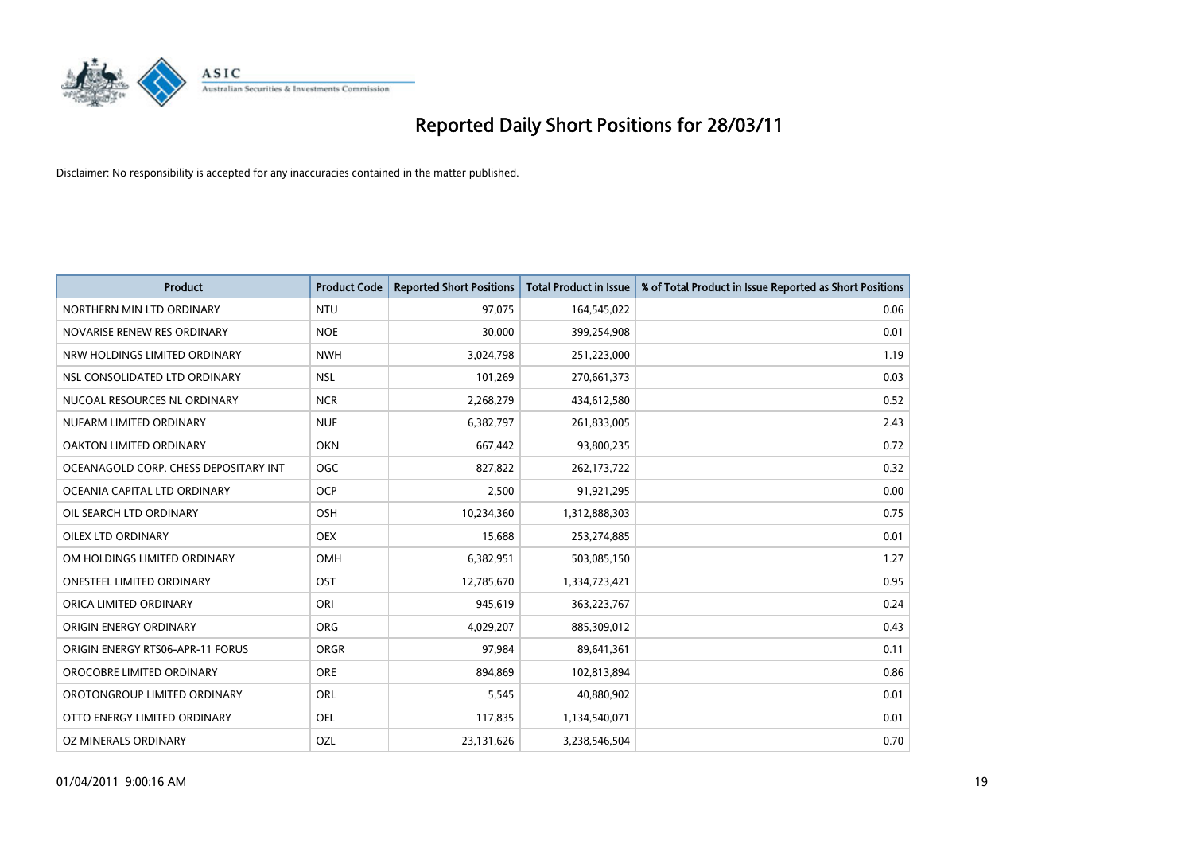# Reported Daily Short Positions for 28/03/11

Disclaimer: No responsibility is accepted for any inaccuracies contained in the matter published.

| Product | Product Code | Reported Short Positions | Total Product in Issue | % of Total Product in Issue Reported as Short Positions |
|---|---|---|---|---|
| NORTHERN MIN LTD ORDINARY | NTU | 97,075 | 164,545,022 | 0.06 |
| NOVARISE RENEW RES ORDINARY | NOE | 30,000 | 399,254,908 | 0.01 |
| NRW HOLDINGS LIMITED ORDINARY | NWH | 3,024,798 | 251,223,000 | 1.19 |
| NSL CONSOLIDATED LTD ORDINARY | NSL | 101,269 | 270,661,373 | 0.03 |
| NUCOAL RESOURCES NL ORDINARY | NCR | 2,268,279 | 434,612,580 | 0.52 |
| NUFARM LIMITED ORDINARY | NUF | 6,382,797 | 261,833,005 | 2.43 |
| OAKTON LIMITED ORDINARY | OKN | 667,442 | 93,800,235 | 0.72 |
| OCEANAGOLD CORP. CHESS DEPOSITARY INT | OGC | 827,822 | 262,173,722 | 0.32 |
| OCEANIA CAPITAL LTD ORDINARY | OCP | 2,500 | 91,921,295 | 0.00 |
| OIL SEARCH LTD ORDINARY | OSH | 10,234,360 | 1,312,888,303 | 0.75 |
| OILEX LTD ORDINARY | OEX | 15,688 | 253,274,885 | 0.01 |
| OM HOLDINGS LIMITED ORDINARY | OMH | 6,382,951 | 503,085,150 | 1.27 |
| ONESTEEL LIMITED ORDINARY | OST | 12,785,670 | 1,334,723,421 | 0.95 |
| ORICA LIMITED ORDINARY | ORI | 945,619 | 363,223,767 | 0.24 |
| ORIGIN ENERGY ORDINARY | ORG | 4,029,207 | 885,309,012 | 0.43 |
| ORIGIN ENERGY RTS06-APR-11 FORUS | ORGR | 97,984 | 89,641,361 | 0.11 |
| OROCOBRE LIMITED ORDINARY | ORE | 894,869 | 102,813,894 | 0.86 |
| OROTONGROUP LIMITED ORDINARY | ORL | 5,545 | 40,880,902 | 0.01 |
| OTTO ENERGY LIMITED ORDINARY | OEL | 117,835 | 1,134,540,071 | 0.01 |
| OZ MINERALS ORDINARY | OZL | 23,131,626 | 3,238,546,504 | 0.70 |

01/04/2011 9:00:16 AM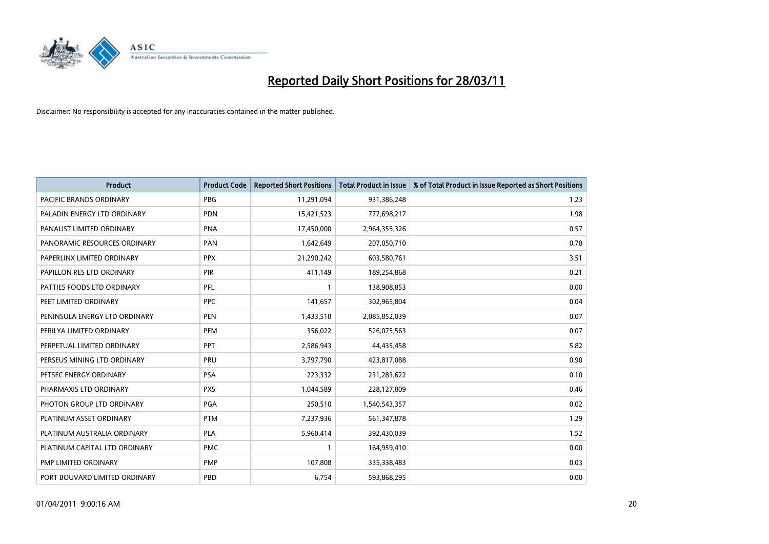# Reported Daily Short Positions for 28/03/11

Disclaimer: No responsibility is accepted for any inaccuracies contained in the matter published.

| Product | Product Code | Reported Short Positions | Total Product in Issue | % of Total Product in Issue Reported as Short Positions |
|---|---|---|---|---|
| PACIFIC BRANDS ORDINARY | PBG | 11,291,094 | 931,386,248 | 1.23 |
| PALADIN ENERGY LTD ORDINARY | PDN | 15,421,523 | 777,698,217 | 1.98 |
| PANAUST LIMITED ORDINARY | PNA | 17,450,000 | 2,964,355,326 | 0.57 |
| PANORAMIC RESOURCES ORDINARY | PAN | 1,642,649 | 207,050,710 | 0.78 |
| PAPERLINX LIMITED ORDINARY | PPX | 21,290,242 | 603,580,761 | 3.51 |
| PAPILLON RES LTD ORDINARY | PIR | 411,149 | 189,254,868 | 0.21 |
| PATTIES FOODS LTD ORDINARY | PFL | 1 | 138,908,853 | 0.00 |
| PEET LIMITED ORDINARY | PPC | 141,657 | 302,965,804 | 0.04 |
| PENINSULA ENERGY LTD ORDINARY | PEN | 1,433,518 | 2,085,852,039 | 0.07 |
| PERILYA LIMITED ORDINARY | PEM | 356,022 | 526,075,563 | 0.07 |
| PERPETUAL LIMITED ORDINARY | PPT | 2,586,943 | 44,435,458 | 5.82 |
| PERSEUS MINING LTD ORDINARY | PRU | 3,797,790 | 423,817,088 | 0.90 |
| PETSEC ENERGY ORDINARY | PSA | 223,332 | 231,283,622 | 0.10 |
| PHARMAXIS LTD ORDINARY | PXS | 1,044,589 | 228,127,809 | 0.46 |
| PHOTON GROUP LTD ORDINARY | PGA | 250,510 | 1,540,543,357 | 0.02 |
| PLATINUM ASSET ORDINARY | PTM | 7,237,936 | 561,347,878 | 1.29 |
| PLATINUM AUSTRALIA ORDINARY | PLA | 5,960,414 | 392,430,039 | 1.52 |
| PLATINUM CAPITAL LTD ORDINARY | PMC | 1 | 164,959,410 | 0.00 |
| PMP LIMITED ORDINARY | PMP | 107,808 | 335,338,483 | 0.03 |
| PORT BOUVARD LIMITED ORDINARY | PBD | 6,754 | 593,868,295 | 0.00 |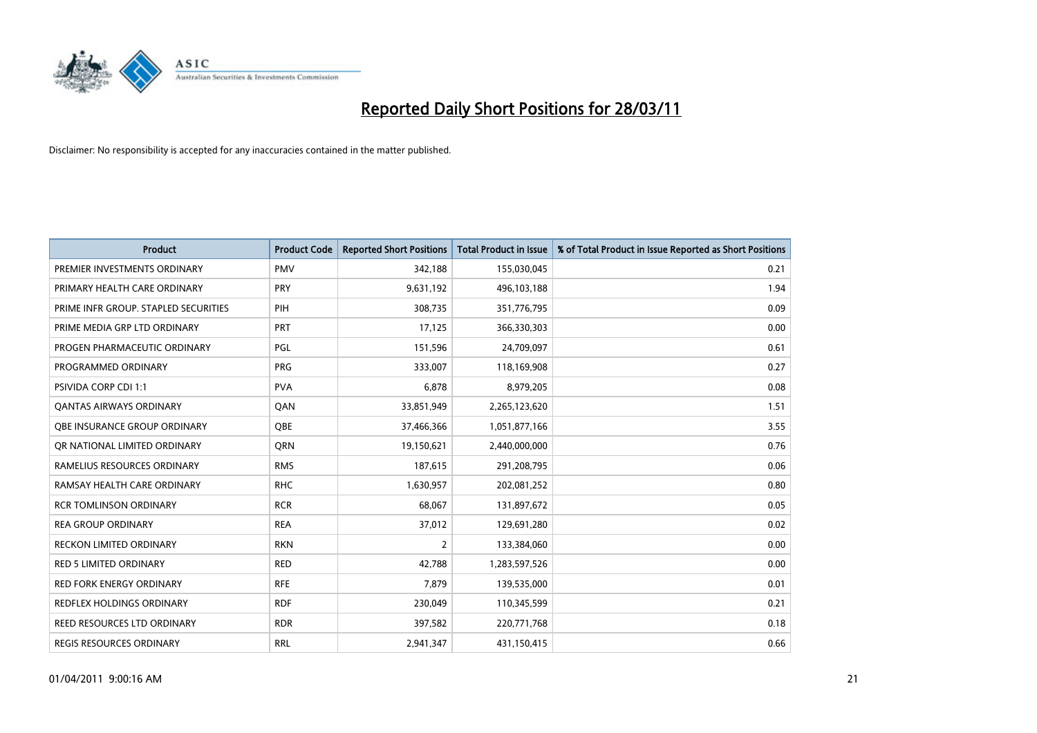# Reported Daily Short Positions for 28/03/11

Disclaimer: No responsibility is accepted for any inaccuracies contained in the matter published.

| Product | Product Code | Reported Short Positions | Total Product in Issue | % of Total Product in Issue Reported as Short Positions |
|---|---|---|---|---|
| PREMIER INVESTMENTS ORDINARY | PMV | 342,188 | 155,030,045 | 0.21 |
| PRIMARY HEALTH CARE ORDINARY | PRY | 9,631,192 | 496,103,188 | 1.94 |
| PRIME INFR GROUP. STAPLED SECURITIES | PIH | 308,735 | 351,776,795 | 0.09 |
| PRIME MEDIA GRP LTD ORDINARY | PRT | 17,125 | 366,330,303 | 0.00 |
| PROGEN PHARMACEUTIC ORDINARY | PGL | 151,596 | 24,709,097 | 0.61 |
| PROGRAMMED ORDINARY | PRG | 333,007 | 118,169,908 | 0.27 |
| PSIVIDA CORP CDI 1:1 | PVA | 6,878 | 8,979,205 | 0.08 |
| QANTAS AIRWAYS ORDINARY | QAN | 33,851,949 | 2,265,123,620 | 1.51 |
| QBE INSURANCE GROUP ORDINARY | QBE | 37,466,366 | 1,051,877,166 | 3.55 |
| QR NATIONAL LIMITED ORDINARY | QRN | 19,150,621 | 2,440,000,000 | 0.76 |
| RAMELIUS RESOURCES ORDINARY | RMS | 187,615 | 291,208,795 | 0.06 |
| RAMSAY HEALTH CARE ORDINARY | RHC | 1,630,957 | 202,081,252 | 0.80 |
| RCR TOMLINSON ORDINARY | RCR | 68,067 | 131,897,672 | 0.05 |
| REA GROUP ORDINARY | REA | 37,012 | 129,691,280 | 0.02 |
| RECKON LIMITED ORDINARY | RKN | 2 | 133,384,060 | 0.00 |
| RED 5 LIMITED ORDINARY | RED | 42,788 | 1,283,597,526 | 0.00 |
| RED FORK ENERGY ORDINARY | RFE | 7,879 | 139,535,000 | 0.01 |
| REDFLEX HOLDINGS ORDINARY | RDF | 230,049 | 110,345,599 | 0.21 |
| REED RESOURCES LTD ORDINARY | RDR | 397,582 | 220,771,768 | 0.18 |
| REGIS RESOURCES ORDINARY | RRL | 2,941,347 | 431,150,415 | 0.66 |

01/04/2011 9:00:16 AM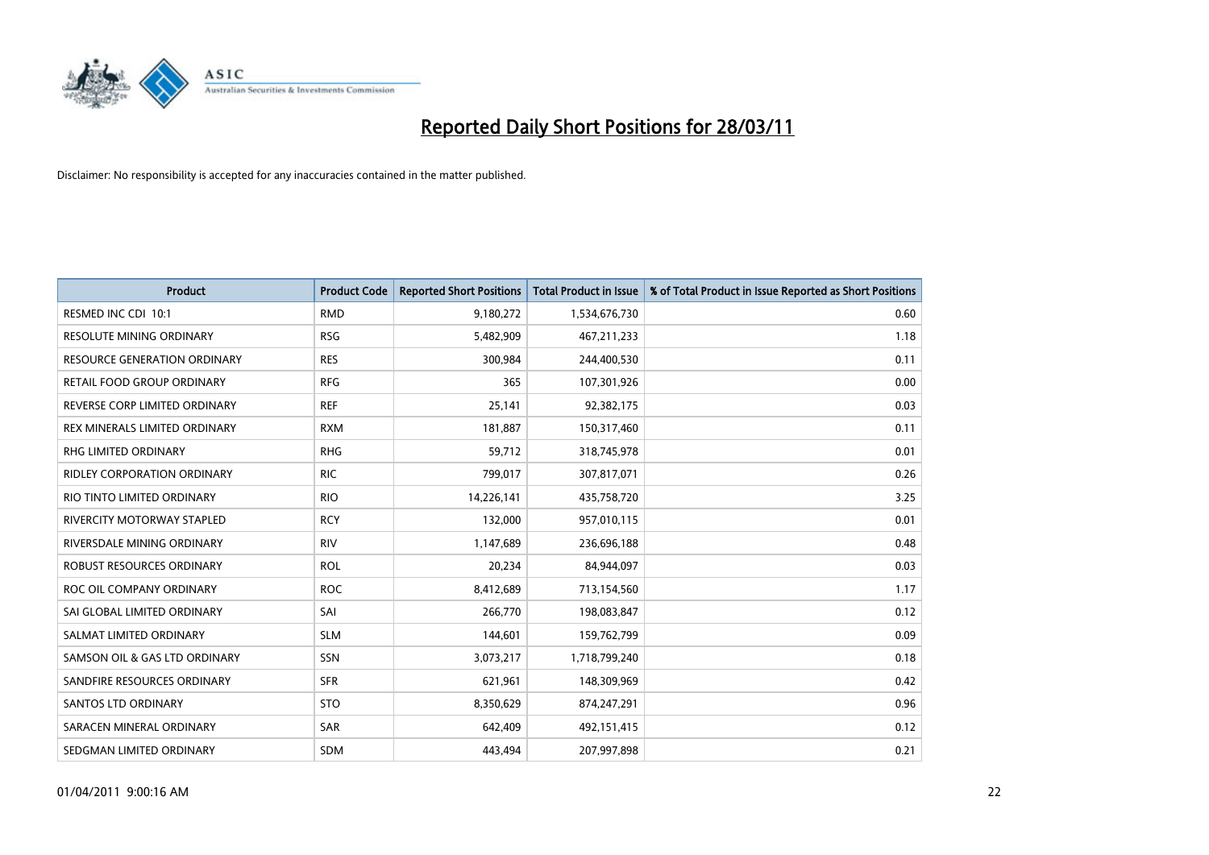# Reported Daily Short Positions for 28/03/11

Disclaimer: No responsibility is accepted for any inaccuracies contained in the matter published.

| Product | Product Code | Reported Short Positions | Total Product in Issue | % of Total Product in Issue Reported as Short Positions |
|---|---|---|---|---|
| RESMED INC CDI 10:1 | RMD | 9,180,272 | 1,534,676,730 | 0.60 |
| RESOLUTE MINING ORDINARY | RSG | 5,482,909 | 467,211,233 | 1.18 |
| RESOURCE GENERATION ORDINARY | RES | 300,984 | 244,400,530 | 0.11 |
| RETAIL FOOD GROUP ORDINARY | RFG | 365 | 107,301,926 | 0.00 |
| REVERSE CORP LIMITED ORDINARY | REF | 25,141 | 92,382,175 | 0.03 |
| REX MINERALS LIMITED ORDINARY | RXM | 181,887 | 150,317,460 | 0.11 |
| RHG LIMITED ORDINARY | RHG | 59,712 | 318,745,978 | 0.01 |
| RIDLEY CORPORATION ORDINARY | RIC | 799,017 | 307,817,071 | 0.26 |
| RIO TINTO LIMITED ORDINARY | RIO | 14,226,141 | 435,758,720 | 3.25 |
| RIVERCITY MOTORWAY STAPLED | RCY | 132,000 | 957,010,115 | 0.01 |
| RIVERSDALE MINING ORDINARY | RIV | 1,147,689 | 236,696,188 | 0.48 |
| ROBUST RESOURCES ORDINARY | ROL | 20,234 | 84,944,097 | 0.03 |
| ROC OIL COMPANY ORDINARY | ROC | 8,412,689 | 713,154,560 | 1.17 |
| SAI GLOBAL LIMITED ORDINARY | SAI | 266,770 | 198,083,847 | 0.12 |
| SALMAT LIMITED ORDINARY | SLM | 144,601 | 159,762,799 | 0.09 |
| SAMSON OIL & GAS LTD ORDINARY | SSN | 3,073,217 | 1,718,799,240 | 0.18 |
| SANDFIRE RESOURCES ORDINARY | SFR | 621,961 | 148,309,969 | 0.42 |
| SANTOS LTD ORDINARY | STO | 8,350,629 | 874,247,291 | 0.96 |
| SARACEN MINERAL ORDINARY | SAR | 642,409 | 492,151,415 | 0.12 |
| SEDGMAN LIMITED ORDINARY | SDM | 443,494 | 207,997,898 | 0.21 |

01/04/2011 9:00:16 AM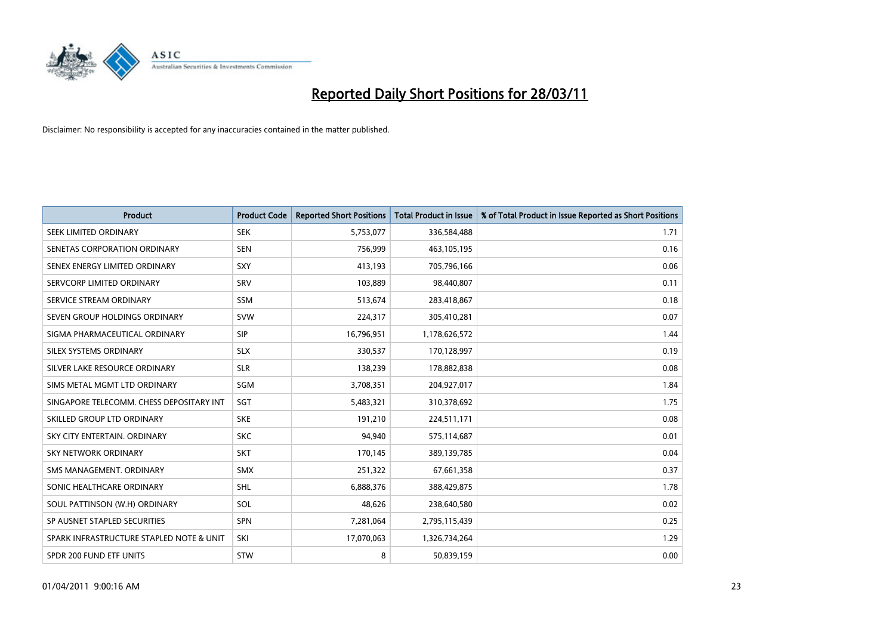# Reported Daily Short Positions for 28/03/11

Disclaimer: No responsibility is accepted for any inaccuracies contained in the matter published.

| Product | Product Code | Reported Short Positions | Total Product in Issue | % of Total Product in Issue Reported as Short Positions |
|---|---|---|---|---|
| SEEK LIMITED ORDINARY | SEK | 5,753,077 | 336,584,488 | 1.71 |
| SENETAS CORPORATION ORDINARY | SEN | 756,999 | 463,105,195 | 0.16 |
| SENEX ENERGY LIMITED ORDINARY | SXY | 413,193 | 705,796,166 | 0.06 |
| SERVCORP LIMITED ORDINARY | SRV | 103,889 | 98,440,807 | 0.11 |
| SERVICE STREAM ORDINARY | SSM | 513,674 | 283,418,867 | 0.18 |
| SEVEN GROUP HOLDINGS ORDINARY | SVW | 224,317 | 305,410,281 | 0.07 |
| SIGMA PHARMACEUTICAL ORDINARY | SIP | 16,796,951 | 1,178,626,572 | 1.44 |
| SILEX SYSTEMS ORDINARY | SLX | 330,537 | 170,128,997 | 0.19 |
| SILVER LAKE RESOURCE ORDINARY | SLR | 138,239 | 178,882,838 | 0.08 |
| SIMS METAL MGMT LTD ORDINARY | SGM | 3,708,351 | 204,927,017 | 1.84 |
| SINGAPORE TELECOMM. CHESS DEPOSITARY INT | SGT | 5,483,321 | 310,378,692 | 1.75 |
| SKILLED GROUP LTD ORDINARY | SKE | 191,210 | 224,511,171 | 0.08 |
| SKY CITY ENTERTAIN. ORDINARY | SKC | 94,940 | 575,114,687 | 0.01 |
| SKY NETWORK ORDINARY | SKT | 170,145 | 389,139,785 | 0.04 |
| SMS MANAGEMENT. ORDINARY | SMX | 251,322 | 67,661,358 | 0.37 |
| SONIC HEALTHCARE ORDINARY | SHL | 6,888,376 | 388,429,875 | 1.78 |
| SOUL PATTINSON (W.H) ORDINARY | SOL | 48,626 | 238,640,580 | 0.02 |
| SP AUSNET STAPLED SECURITIES | SPN | 7,281,064 | 2,795,115,439 | 0.25 |
| SPARK INFRASTRUCTURE STAPLED NOTE & UNIT | SKI | 17,070,063 | 1,326,734,264 | 1.29 |
| SPDR 200 FUND ETF UNITS | STW | 8 | 50,839,159 | 0.00 |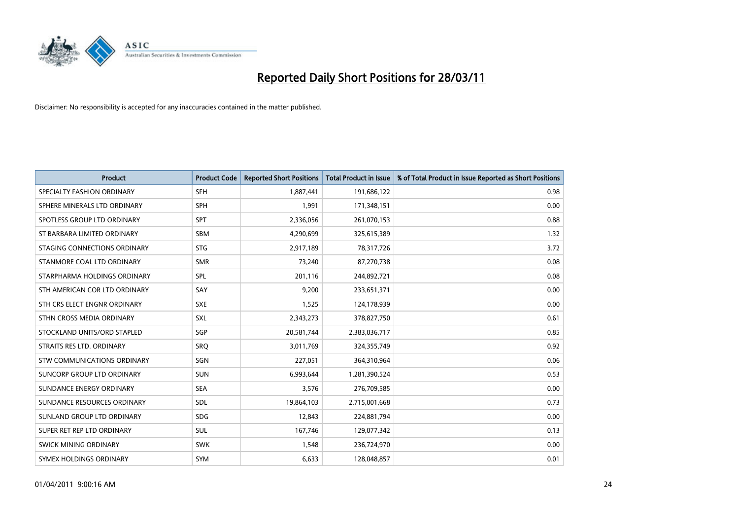# Reported Daily Short Positions for 28/03/11

Disclaimer: No responsibility is accepted for any inaccuracies contained in the matter published.

| Product | Product Code | Reported Short Positions | Total Product in Issue | % of Total Product in Issue Reported as Short Positions |
|---|---|---|---|---|
| SPECIALTY FASHION ORDINARY | SFH | 1,887,441 | 191,686,122 | 0.98 |
| SPHERE MINERALS LTD ORDINARY | SPH | 1,991 | 171,348,151 | 0.00 |
| SPOTLESS GROUP LTD ORDINARY | SPT | 2,336,056 | 261,070,153 | 0.88 |
| ST BARBARA LIMITED ORDINARY | SBM | 4,290,699 | 325,615,389 | 1.32 |
| STAGING CONNECTIONS ORDINARY | STG | 2,917,189 | 78,317,726 | 3.72 |
| STANMORE COAL LTD ORDINARY | SMR | 73,240 | 87,270,738 | 0.08 |
| STARPHARMA HOLDINGS ORDINARY | SPL | 201,116 | 244,892,721 | 0.08 |
| STH AMERICAN COR LTD ORDINARY | SAY | 9,200 | 233,651,371 | 0.00 |
| STH CRS ELECT ENGNR ORDINARY | SXE | 1,525 | 124,178,939 | 0.00 |
| STHN CROSS MEDIA ORDINARY | SXL | 2,343,273 | 378,827,750 | 0.61 |
| STOCKLAND UNITS/ORD STAPLED | SGP | 20,581,744 | 2,383,036,717 | 0.85 |
| STRAITS RES LTD. ORDINARY | SRQ | 3,011,769 | 324,355,749 | 0.92 |
| STW COMMUNICATIONS ORDINARY | SGN | 227,051 | 364,310,964 | 0.06 |
| SUNCORP GROUP LTD ORDINARY | SUN | 6,993,644 | 1,281,390,524 | 0.53 |
| SUNDANCE ENERGY ORDINARY | SEA | 3,576 | 276,709,585 | 0.00 |
| SUNDANCE RESOURCES ORDINARY | SDL | 19,864,103 | 2,715,001,668 | 0.73 |
| SUNLAND GROUP LTD ORDINARY | SDG | 12,843 | 224,881,794 | 0.00 |
| SUPER RET REP LTD ORDINARY | SUL | 167,746 | 129,077,342 | 0.13 |
| SWICK MINING ORDINARY | SWK | 1,548 | 236,724,970 | 0.00 |
| SYMEX HOLDINGS ORDINARY | SYM | 6,633 | 128,048,857 | 0.01 |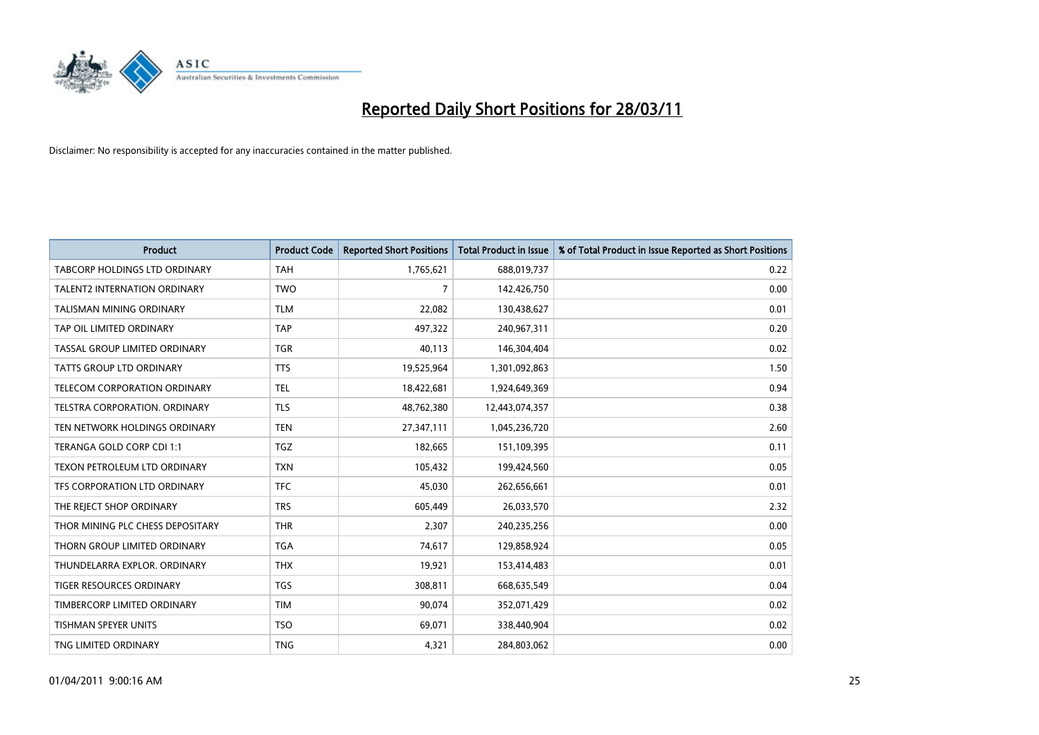# Reported Daily Short Positions for 28/03/11

Disclaimer: No responsibility is accepted for any inaccuracies contained in the matter published.

| Product | Product Code | Reported Short Positions | Total Product in Issue | % of Total Product in Issue Reported as Short Positions |
|---|---|---|---|---|
| TABCORP HOLDINGS LTD ORDINARY | TAH | 1,765,621 | 688,019,737 | 0.22 |
| TALENT2 INTERNATION ORDINARY | TWO | 7 | 142,426,750 | 0.00 |
| TALISMAN MINING ORDINARY | TLM | 22,082 | 130,438,627 | 0.01 |
| TAP OIL LIMITED ORDINARY | TAP | 497,322 | 240,967,311 | 0.20 |
| TASSAL GROUP LIMITED ORDINARY | TGR | 40,113 | 146,304,404 | 0.02 |
| TATTS GROUP LTD ORDINARY | TTS | 19,525,964 | 1,301,092,863 | 1.50 |
| TELECOM CORPORATION ORDINARY | TEL | 18,422,681 | 1,924,649,369 | 0.94 |
| TELSTRA CORPORATION. ORDINARY | TLS | 48,762,380 | 12,443,074,357 | 0.38 |
| TEN NETWORK HOLDINGS ORDINARY | TEN | 27,347,111 | 1,045,236,720 | 2.60 |
| TERANGA GOLD CORP CDI 1:1 | TGZ | 182,665 | 151,109,395 | 0.11 |
| TEXON PETROLEUM LTD ORDINARY | TXN | 105,432 | 199,424,560 | 0.05 |
| TFS CORPORATION LTD ORDINARY | TFC | 45,030 | 262,656,661 | 0.01 |
| THE REJECT SHOP ORDINARY | TRS | 605,449 | 26,033,570 | 2.32 |
| THOR MINING PLC CHESS DEPOSITARY | THR | 2,307 | 240,235,256 | 0.00 |
| THORN GROUP LIMITED ORDINARY | TGA | 74,617 | 129,858,924 | 0.05 |
| THUNDELARRA EXPLOR. ORDINARY | THX | 19,921 | 153,414,483 | 0.01 |
| TIGER RESOURCES ORDINARY | TGS | 308,811 | 668,635,549 | 0.04 |
| TIMBERCORP LIMITED ORDINARY | TIM | 90,074 | 352,071,429 | 0.02 |
| TISHMAN SPEYER UNITS | TSO | 69,071 | 338,440,904 | 0.02 |
| TNG LIMITED ORDINARY | TNG | 4,321 | 284,803,062 | 0.00 |

01/04/2011 9:00:16 AM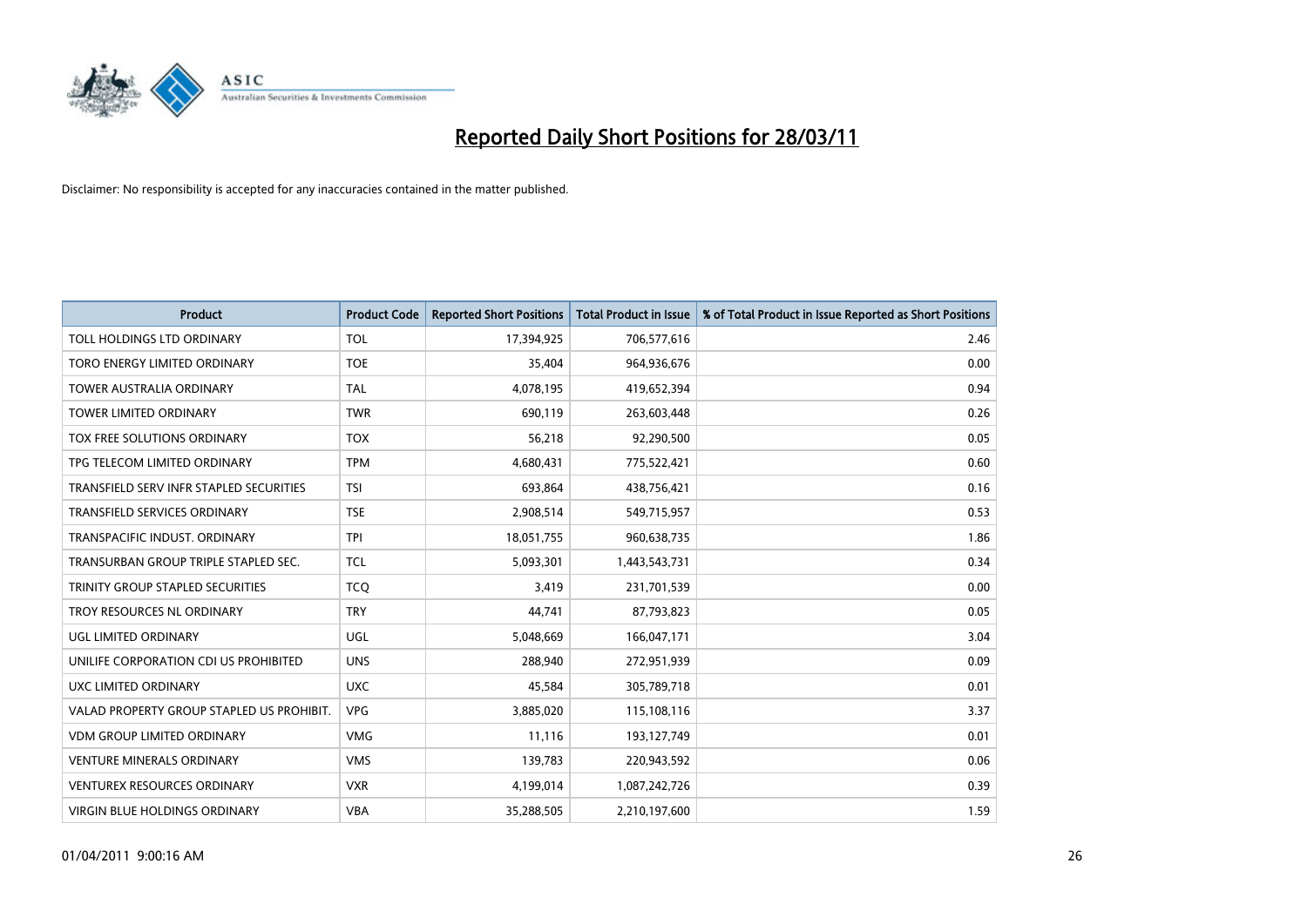# Reported Daily Short Positions for 28/03/11

Disclaimer: No responsibility is accepted for any inaccuracies contained in the matter published.

| Product | Product Code | Reported Short Positions | Total Product in Issue | % of Total Product in Issue Reported as Short Positions |
|---|---|---|---|---|
| TOLL HOLDINGS LTD ORDINARY | TOL | 17,394,925 | 706,577,616 | 2.46 |
| TORO ENERGY LIMITED ORDINARY | TOE | 35,404 | 964,936,676 | 0.00 |
| TOWER AUSTRALIA ORDINARY | TAL | 4,078,195 | 419,652,394 | 0.94 |
| TOWER LIMITED ORDINARY | TWR | 690,119 | 263,603,448 | 0.26 |
| TOX FREE SOLUTIONS ORDINARY | TOX | 56,218 | 92,290,500 | 0.05 |
| TPG TELECOM LIMITED ORDINARY | TPM | 4,680,431 | 775,522,421 | 0.60 |
| TRANSFIELD SERV INFR STAPLED SECURITIES | TSI | 693,864 | 438,756,421 | 0.16 |
| TRANSFIELD SERVICES ORDINARY | TSE | 2,908,514 | 549,715,957 | 0.53 |
| TRANSPACIFIC INDUST. ORDINARY | TPI | 18,051,755 | 960,638,735 | 1.86 |
| TRANSURBAN GROUP TRIPLE STAPLED SEC. | TCL | 5,093,301 | 1,443,543,731 | 0.34 |
| TRINITY GROUP STAPLED SECURITIES | TCQ | 3,419 | 231,701,539 | 0.00 |
| TROY RESOURCES NL ORDINARY | TRY | 44,741 | 87,793,823 | 0.05 |
| UGL LIMITED ORDINARY | UGL | 5,048,669 | 166,047,171 | 3.04 |
| UNILIFE CORPORATION CDI US PROHIBITED | UNS | 288,940 | 272,951,939 | 0.09 |
| UXC LIMITED ORDINARY | UXC | 45,584 | 305,789,718 | 0.01 |
| VALAD PROPERTY GROUP STAPLED US PROHIBIT. | VPG | 3,885,020 | 115,108,116 | 3.37 |
| VDM GROUP LIMITED ORDINARY | VMG | 11,116 | 193,127,749 | 0.01 |
| VENTURE MINERALS ORDINARY | VMS | 139,783 | 220,943,592 | 0.06 |
| VENTUREX RESOURCES ORDINARY | VXR | 4,199,014 | 1,087,242,726 | 0.39 |
| VIRGIN BLUE HOLDINGS ORDINARY | VBA | 35,288,505 | 2,210,197,600 | 1.59 |

01/04/2011 9:00:16 AM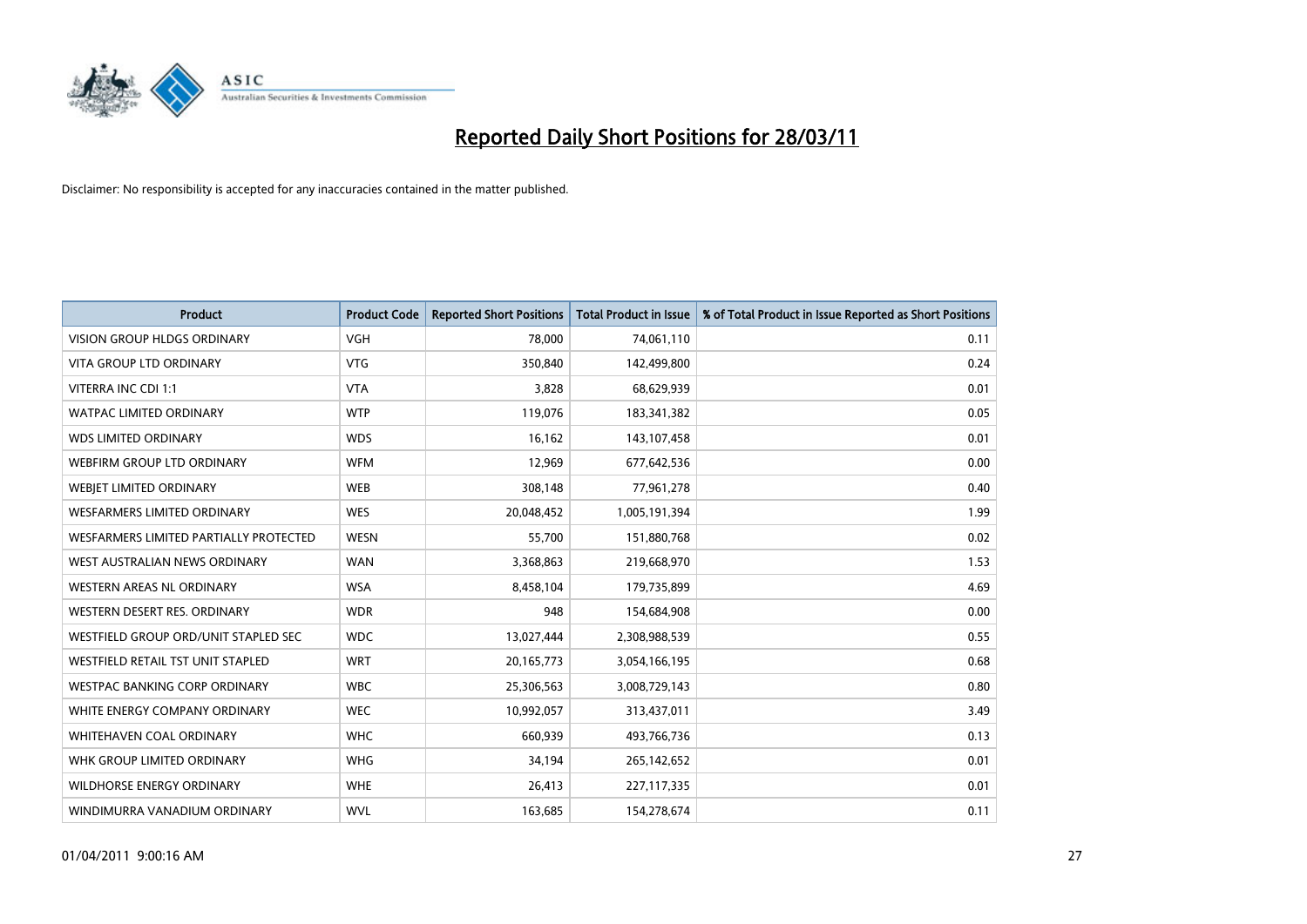# Reported Daily Short Positions for 28/03/11

Disclaimer: No responsibility is accepted for any inaccuracies contained in the matter published.

| Product | Product Code | Reported Short Positions | Total Product in Issue | % of Total Product in Issue Reported as Short Positions |
|---|---|---|---|---|
| VISION GROUP HLDGS ORDINARY | VGH | 78,000 | 74,061,110 | 0.11 |
| VITA GROUP LTD ORDINARY | VTG | 350,840 | 142,499,800 | 0.24 |
| VITERRA INC CDI 1:1 | VTA | 3,828 | 68,629,939 | 0.01 |
| WATPAC LIMITED ORDINARY | WTP | 119,076 | 183,341,382 | 0.05 |
| WDS LIMITED ORDINARY | WDS | 16,162 | 143,107,458 | 0.01 |
| WEBFIRM GROUP LTD ORDINARY | WFM | 12,969 | 677,642,536 | 0.00 |
| WEBJET LIMITED ORDINARY | WEB | 308,148 | 77,961,278 | 0.40 |
| WESFARMERS LIMITED ORDINARY | WES | 20,048,452 | 1,005,191,394 | 1.99 |
| WESFARMERS LIMITED PARTIALLY PROTECTED | WESN | 55,700 | 151,880,768 | 0.02 |
| WEST AUSTRALIAN NEWS ORDINARY | WAN | 3,368,863 | 219,668,970 | 1.53 |
| WESTERN AREAS NL ORDINARY | WSA | 8,458,104 | 179,735,899 | 4.69 |
| WESTERN DESERT RES. ORDINARY | WDR | 948 | 154,684,908 | 0.00 |
| WESTFIELD GROUP ORD/UNIT STAPLED SEC | WDC | 13,027,444 | 2,308,988,539 | 0.55 |
| WESTFIELD RETAIL TST UNIT STAPLED | WRT | 20,165,773 | 3,054,166,195 | 0.68 |
| WESTPAC BANKING CORP ORDINARY | WBC | 25,306,563 | 3,008,729,143 | 0.80 |
| WHITE ENERGY COMPANY ORDINARY | WEC | 10,992,057 | 313,437,011 | 3.49 |
| WHITEHAVEN COAL ORDINARY | WHC | 660,939 | 493,766,736 | 0.13 |
| WHK GROUP LIMITED ORDINARY | WHG | 34,194 | 265,142,652 | 0.01 |
| WILDHORSE ENERGY ORDINARY | WHE | 26,413 | 227,117,335 | 0.01 |
| WINDIMURRA VANADIUM ORDINARY | WVL | 163,685 | 154,278,674 | 0.11 |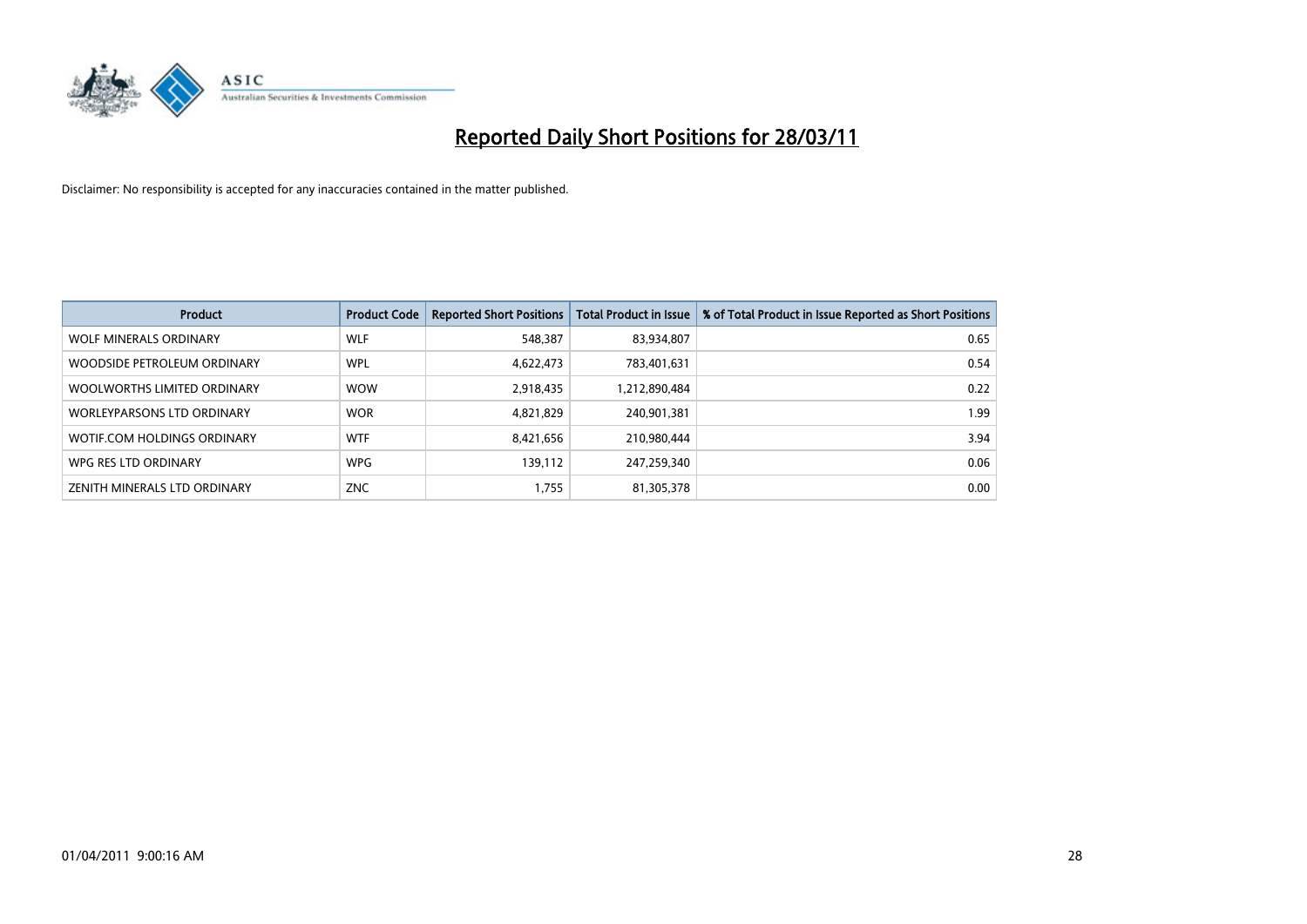# Reported Daily Short Positions for 28/03/11

Disclaimer: No responsibility is accepted for any inaccuracies contained in the matter published.

| Product | Product Code | Reported Short Positions | Total Product in Issue | % of Total Product in Issue Reported as Short Positions |
|---|---|---|---|---|
| WOLF MINERALS ORDINARY | WLF | 548,387 | 83,934,807 | 0.65 |
| WOODSIDE PETROLEUM ORDINARY | WPL | 4,622,473 | 783,401,631 | 0.54 |
| WOOLWORTHS LIMITED ORDINARY | WOW | 2,918,435 | 1,212,890,484 | 0.22 |
| WORLEYPARSONS LTD ORDINARY | WOR | 4,821,829 | 240,901,381 | 1.99 |
| WOTIF.COM HOLDINGS ORDINARY | WTF | 8,421,656 | 210,980,444 | 3.94 |
| WPG RES LTD ORDINARY | WPG | 139,112 | 247,259,340 | 0.06 |
| ZENITH MINERALS LTD ORDINARY | ZNC | 1,755 | 81,305,378 | 0.00 |

01/04/2011 9:00:16 AM